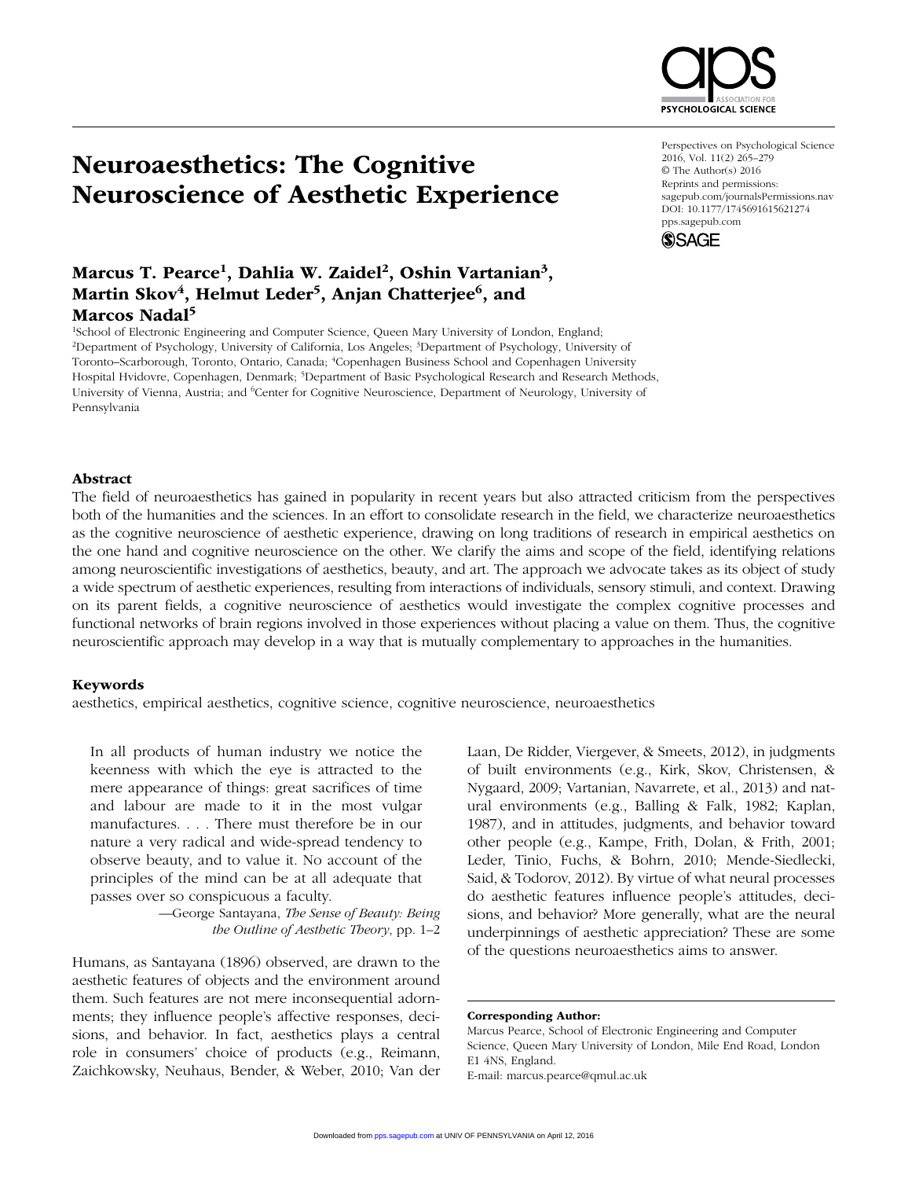# Neuroaesthetics: The Cognitive Neuroscience of Aesthetic Experience

**Marcus T. Pearce[1], Dahlia W. Zaidel[2], Oshin Vartanian[3], Martin Skov[4], Helmut Leder[5], Anjan Chatterjee[6], and Marcos Nadal[5]**

[1]School of Electronic Engineering and Computer Science, Queen Mary University of London, England; [2]Department of Psychology, University of California, Los Angeles; [3]Department of Psychology, University of Toronto–Scarborough, Toronto, Ontario, Canada; [4]Copenhagen Business School and Copenhagen University Hospital Hvidovre, Copenhagen, Denmark; [5]Department of Basic Psychological Research and Research Methods, University of Vienna, Austria; and [6]Center for Cognitive Neuroscience, Department of Neurology, University of Pennsylvania

## Abstract

The field of neuroaesthetics has gained in popularity in recent years but also attracted criticism from the perspectives both of the humanities and the sciences. In an effort to consolidate research in the field, we characterize neuroaesthetics as the cognitive neuroscience of aesthetic experience, drawing on long traditions of research in empirical aesthetics on the one hand and cognitive neuroscience on the other. We clarify the aims and scope of the field, identifying relations among neuroscientific investigations of aesthetics, beauty, and art. The approach we advocate takes as its object of study a wide spectrum of aesthetic experiences, resulting from interactions of individuals, sensory stimuli, and context. Drawing on its parent fields, a cognitive neuroscience of aesthetics would investigate the complex cognitive processes and functional networks of brain regions involved in those experiences without placing a value on them. Thus, the cognitive neuroscientific approach may develop in a way that is mutually complementary to approaches in the humanities.

## Keywords

aesthetics, empirical aesthetics, cognitive science, cognitive neuroscience, neuroaesthetics

> In all products of human industry we notice the keenness with which the eye is attracted to the mere appearance of things: great sacrifices of time and labour are made to it in the most vulgar manufactures. . . . There must therefore be in our nature a very radical and wide-spread tendency to observe beauty, and to value it. No account of the principles of the mind can be at all adequate that passes over so conspicuous a faculty.
>
> —George Santayana, *The Sense of Beauty: Being the Outline of Aesthetic Theory*, pp. 1–2

Humans, as Santayana (1896) observed, are drawn to the aesthetic features of objects and the environment around them. Such features are not mere inconsequential adornments; they influence people's affective responses, decisions, and behavior. In fact, aesthetics plays a central role in consumers' choice of products (e.g., Reimann, Zaichkowsky, Neuhaus, Bender, & Weber, 2010; Van der Laan, De Ridder, Viergever, & Smeets, 2012), in judgments of built environments (e.g., Kirk, Skov, Christensen, & Nygaard, 2009; Vartanian, Navarrete, et al., 2013) and natural environments (e.g., Balling & Falk, 1982; Kaplan, 1987), and in attitudes, judgments, and behavior toward other people (e.g., Kampe, Frith, Dolan, & Frith, 2001; Leder, Tinio, Fuchs, & Bohrn, 2010; Mende-Siedlecki, Said, & Todorov, 2012). By virtue of what neural processes do aesthetic features influence people's attitudes, decisions, and behavior? More generally, what are the neural underpinnings of aesthetic appreciation? These are some of the questions neuroaesthetics aims to answer.

**Corresponding Author:**
Marcus Pearce, School of Electronic Engineering and Computer Science, Queen Mary University of London, Mile End Road, London E1 4NS, England.
E-mail: marcus.pearce@qmul.ac.uk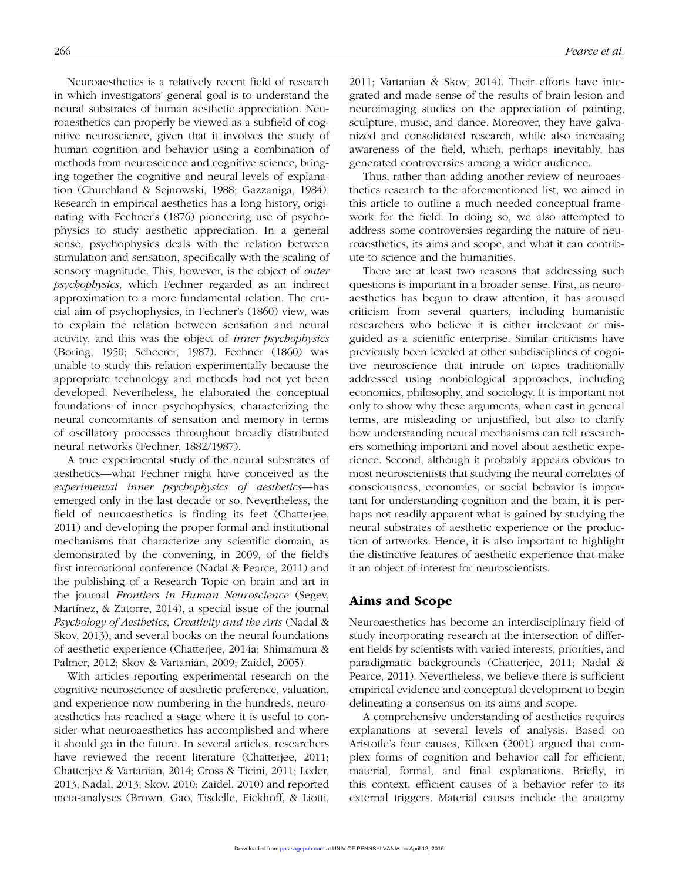Neuroaesthetics is a relatively recent field of research in which investigators' general goal is to understand the neural substrates of human aesthetic appreciation. Neuroaesthetics can properly be viewed as a subfield of cognitive neuroscience, given that it involves the study of human cognition and behavior using a combination of methods from neuroscience and cognitive science, bringing together the cognitive and neural levels of explanation (Churchland & Sejnowski, 1988; Gazzaniga, 1984). Research in empirical aesthetics has a long history, originating with Fechner's (1876) pioneering use of psychophysics to study aesthetic appreciation. In a general sense, psychophysics deals with the relation between stimulation and sensation, specifically with the scaling of sensory magnitude. This, however, is the object of *outer psychophysics*, which Fechner regarded as an indirect approximation to a more fundamental relation. The crucial aim of psychophysics, in Fechner's (1860) view, was to explain the relation between sensation and neural activity, and this was the object of *inner psychophysics* (Boring, 1950; Scheerer, 1987). Fechner (1860) was unable to study this relation experimentally because the appropriate technology and methods had not yet been developed. Nevertheless, he elaborated the conceptual foundations of inner psychophysics, characterizing the neural concomitants of sensation and memory in terms of oscillatory processes throughout broadly distributed neural networks (Fechner, 1882/1987).

A true experimental study of the neural substrates of aesthetics—what Fechner might have conceived as the *experimental inner psychophysics of aesthetics*—has emerged only in the last decade or so. Nevertheless, the field of neuroaesthetics is finding its feet (Chatterjee, 2011) and developing the proper formal and institutional mechanisms that characterize any scientific domain, as demonstrated by the convening, in 2009, of the field's first international conference (Nadal & Pearce, 2011) and the publishing of a Research Topic on brain and art in the journal *Frontiers in Human Neuroscience* (Segev, Martínez, & Zatorre, 2014), a special issue of the journal *Psychology of Aesthetics, Creativity and the Arts* (Nadal & Skov, 2013), and several books on the neural foundations of aesthetic experience (Chatterjee, 2014a; Shimamura & Palmer, 2012; Skov & Vartanian, 2009; Zaidel, 2005).

With articles reporting experimental research on the cognitive neuroscience of aesthetic preference, valuation, and experience now numbering in the hundreds, neuroaesthetics has reached a stage where it is useful to consider what neuroaesthetics has accomplished and where it should go in the future. In several articles, researchers have reviewed the recent literature (Chatterjee, 2011; Chatterjee & Vartanian, 2014; Cross & Ticini, 2011; Leder, 2013; Nadal, 2013; Skov, 2010; Zaidel, 2010) and reported meta-analyses (Brown, Gao, Tisdelle, Eickhoff, & Liotti, 2011; Vartanian & Skov, 2014). Their efforts have integrated and made sense of the results of brain lesion and neuroimaging studies on the appreciation of painting, sculpture, music, and dance. Moreover, they have galvanized and consolidated research, while also increasing awareness of the field, which, perhaps inevitably, has generated controversies among a wider audience.

Thus, rather than adding another review of neuroaesthetics research to the aforementioned list, we aimed in this article to outline a much needed conceptual framework for the field. In doing so, we also attempted to address some controversies regarding the nature of neuroaesthetics, its aims and scope, and what it can contribute to science and the humanities.

There are at least two reasons that addressing such questions is important in a broader sense. First, as neuroaesthetics has begun to draw attention, it has aroused criticism from several quarters, including humanistic researchers who believe it is either irrelevant or misguided as a scientific enterprise. Similar criticisms have previously been leveled at other subdisciplines of cognitive neuroscience that intrude on topics traditionally addressed using nonbiological approaches, including economics, philosophy, and sociology. It is important not only to show why these arguments, when cast in general terms, are misleading or unjustified, but also to clarify how understanding neural mechanisms can tell researchers something important and novel about aesthetic experience. Second, although it probably appears obvious to most neuroscientists that studying the neural correlates of consciousness, economics, or social behavior is important for understanding cognition and the brain, it is perhaps not readily apparent what is gained by studying the neural substrates of aesthetic experience or the production of artworks. Hence, it is also important to highlight the distinctive features of aesthetic experience that make it an object of interest for neuroscientists.

## Aims and Scope

Neuroaesthetics has become an interdisciplinary field of study incorporating research at the intersection of different fields by scientists with varied interests, priorities, and paradigmatic backgrounds (Chatterjee, 2011; Nadal & Pearce, 2011). Nevertheless, we believe there is sufficient empirical evidence and conceptual development to begin delineating a consensus on its aims and scope.

A comprehensive understanding of aesthetics requires explanations at several levels of analysis. Based on Aristotle's four causes, Killeen (2001) argued that complex forms of cognition and behavior call for efficient, material, formal, and final explanations. Briefly, in this context, efficient causes of a behavior refer to its external triggers. Material causes include the anatomy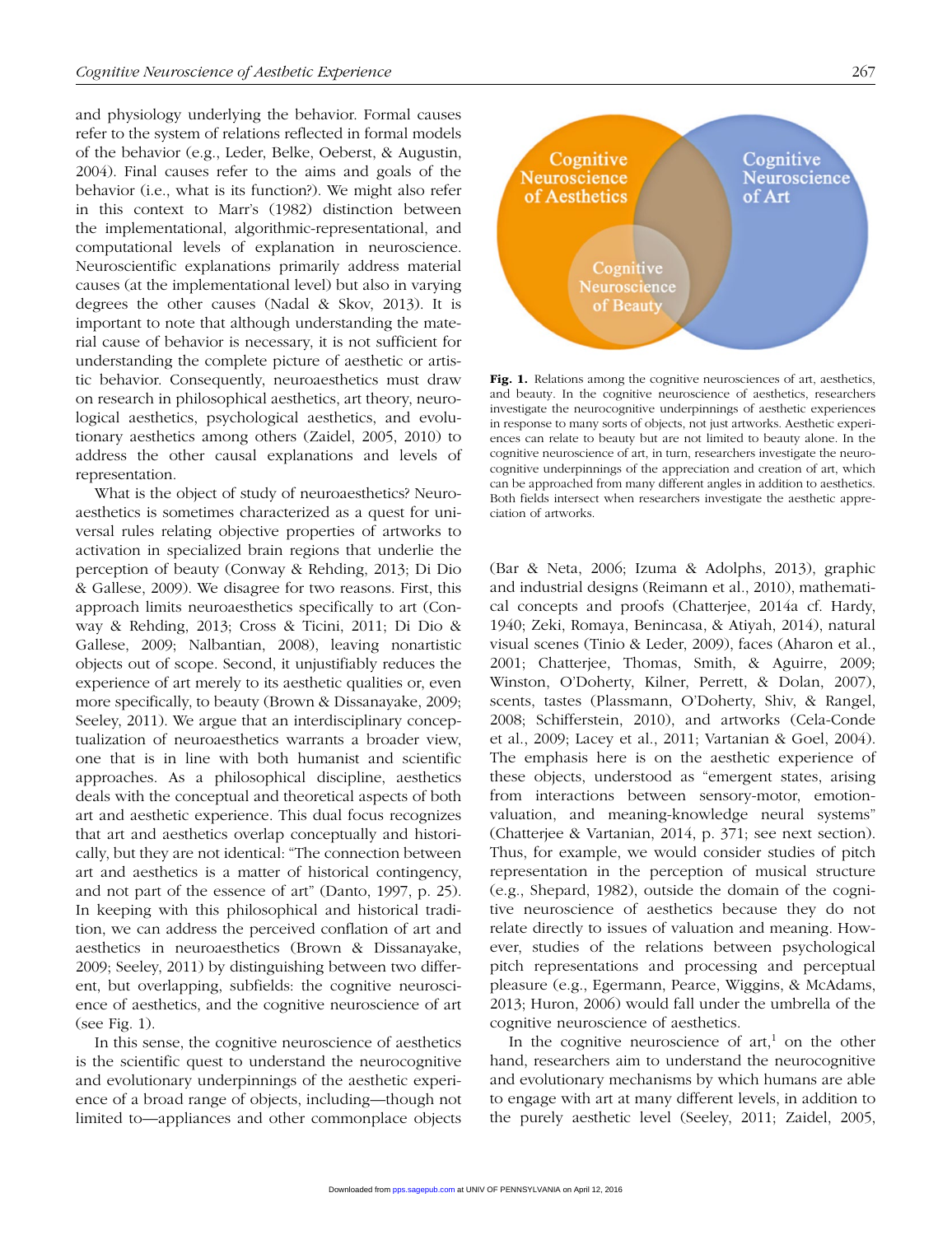and physiology underlying the behavior. Formal causes refer to the system of relations reflected in formal models of the behavior (e.g., Leder, Belke, Oeberst, & Augustin, 2004). Final causes refer to the aims and goals of the behavior (i.e., what is its function?). We might also refer in this context to Marr's (1982) distinction between the implementational, algorithmic-representational, and computational levels of explanation in neuroscience. Neuroscientific explanations primarily address material causes (at the implementational level) but also in varying degrees the other causes (Nadal & Skov, 2013). It is important to note that although understanding the material cause of behavior is necessary, it is not sufficient for understanding the complete picture of aesthetic or artistic behavior. Consequently, neuroaesthetics must draw on research in philosophical aesthetics, art theory, neurological aesthetics, psychological aesthetics, and evolutionary aesthetics among others (Zaidel, 2005, 2010) to address the other causal explanations and levels of representation.

What is the object of study of neuroaesthetics? Neuroaesthetics is sometimes characterized as a quest for universal rules relating objective properties of artworks to activation in specialized brain regions that underlie the perception of beauty (Conway & Rehding, 2013; Di Dio & Gallese, 2009). We disagree for two reasons. First, this approach limits neuroaesthetics specifically to art (Conway & Rehding, 2013; Cross & Ticini, 2011; Di Dio & Gallese, 2009; Nalbantian, 2008), leaving nonartistic objects out of scope. Second, it unjustifiably reduces the experience of art merely to its aesthetic qualities or, even more specifically, to beauty (Brown & Dissanayake, 2009; Seeley, 2011). We argue that an interdisciplinary conceptualization of neuroaesthetics warrants a broader view, one that is in line with both humanist and scientific approaches. As a philosophical discipline, aesthetics deals with the conceptual and theoretical aspects of both art and aesthetic experience. This dual focus recognizes that art and aesthetics overlap conceptually and historically, but they are not identical: "The connection between art and aesthetics is a matter of historical contingency, and not part of the essence of art" (Danto, 1997, p. 25). In keeping with this philosophical and historical tradition, we can address the perceived conflation of art and aesthetics in neuroaesthetics (Brown & Dissanayake, 2009; Seeley, 2011) by distinguishing between two different, but overlapping, subfields: the cognitive neuroscience of aesthetics, and the cognitive neuroscience of art (see Fig. 1).

In this sense, the cognitive neuroscience of aesthetics is the scientific quest to understand the neurocognitive and evolutionary underpinnings of the aesthetic experience of a broad range of objects, including—though not limited to—appliances and other commonplace objects (Bar & Neta, 2006; Izuma & Adolphs, 2013), graphic and industrial designs (Reimann et al., 2010), mathematical concepts and proofs (Chatterjee, 2014a cf. Hardy, 1940; Zeki, Romaya, Benincasa, & Atiyah, 2014), natural visual scenes (Tinio & Leder, 2009), faces (Aharon et al., 2001; Chatterjee, Thomas, Smith, & Aguirre, 2009; Winston, O'Doherty, Kilner, Perrett, & Dolan, 2007), scents, tastes (Plassmann, O'Doherty, Shiv, & Rangel, 2008; Schifferstein, 2010), and artworks (Cela-Conde et al., 2009; Lacey et al., 2011; Vartanian & Goel, 2004). The emphasis here is on the aesthetic experience of these objects, understood as "emergent states, arising from interactions between sensory-motor, emotion-valuation, and meaning-knowledge neural systems" (Chatterjee & Vartanian, 2014, p. 371; see next section). Thus, for example, we would consider studies of pitch representation in the perception of musical structure (e.g., Shepard, 1982), outside the domain of the cognitive neuroscience of aesthetics because they do not relate directly to issues of valuation and meaning. However, studies of the relations between psychological pitch representations and processing and perceptual pleasure (e.g., Egermann, Pearce, Wiggins, & McAdams, 2013; Huron, 2006) would fall under the umbrella of the cognitive neuroscience of aesthetics.

**Fig. 1.** Relations among the cognitive neurosciences of art, aesthetics, and beauty. In the cognitive neuroscience of aesthetics, researchers investigate the neurocognitive underpinnings of aesthetic experiences in response to many sorts of objects, not just artworks. Aesthetic experiences can relate to beauty but are not limited to beauty alone. In the cognitive neuroscience of art, in turn, researchers investigate the neurocognitive underpinnings of the appreciation and creation of art, which can be approached from many different angles in addition to aesthetics. Both fields intersect when researchers investigate the aesthetic appreciation of artworks.

In the cognitive neuroscience of art,[1] on the other hand, researchers aim to understand the neurocognitive and evolutionary mechanisms by which humans are able to engage with art at many different levels, in addition to the purely aesthetic level (Seeley, 2011; Zaidel, 2005,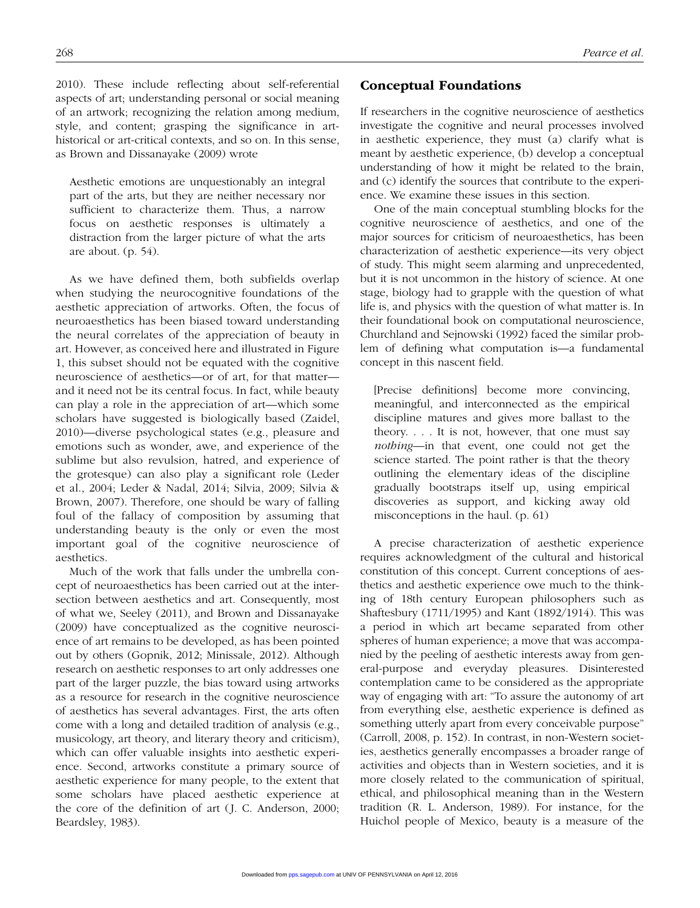2010). These include reflecting about self-referential aspects of art; understanding personal or social meaning of an artwork; recognizing the relation among medium, style, and content; grasping the significance in art-historical or art-critical contexts, and so on. In this sense, as Brown and Dissanayake (2009) wrote

> Aesthetic emotions are unquestionably an integral part of the arts, but they are neither necessary nor sufficient to characterize them. Thus, a narrow focus on aesthetic responses is ultimately a distraction from the larger picture of what the arts are about. (p. 54).

As we have defined them, both subfields overlap when studying the neurocognitive foundations of the aesthetic appreciation of artworks. Often, the focus of neuroaesthetics has been biased toward understanding the neural correlates of the appreciation of beauty in art. However, as conceived here and illustrated in Figure 1, this subset should not be equated with the cognitive neuroscience of aesthetics—or of art, for that matter—and it need not be its central focus. In fact, while beauty can play a role in the appreciation of art—which some scholars have suggested is biologically based (Zaidel, 2010)—diverse psychological states (e.g., pleasure and emotions such as wonder, awe, and experience of the sublime but also revulsion, hatred, and experience of the grotesque) can also play a significant role (Leder et al., 2004; Leder & Nadal, 2014; Silvia, 2009; Silvia & Brown, 2007). Therefore, one should be wary of falling foul of the fallacy of composition by assuming that understanding beauty is the only or even the most important goal of the cognitive neuroscience of aesthetics.

Much of the work that falls under the umbrella concept of neuroaesthetics has been carried out at the intersection between aesthetics and art. Consequently, most of what we, Seeley (2011), and Brown and Dissanayake (2009) have conceptualized as the cognitive neuroscience of art remains to be developed, as has been pointed out by others (Gopnik, 2012; Minissale, 2012). Although research on aesthetic responses to art only addresses one part of the larger puzzle, the bias toward using artworks as a resource for research in the cognitive neuroscience of aesthetics has several advantages. First, the arts often come with a long and detailed tradition of analysis (e.g., musicology, art theory, and literary theory and criticism), which can offer valuable insights into aesthetic experience. Second, artworks constitute a primary source of aesthetic experience for many people, to the extent that some scholars have placed aesthetic experience at the core of the definition of art (J. C. Anderson, 2000; Beardsley, 1983).

## Conceptual Foundations

If researchers in the cognitive neuroscience of aesthetics investigate the cognitive and neural processes involved in aesthetic experience, they must (a) clarify what is meant by aesthetic experience, (b) develop a conceptual understanding of how it might be related to the brain, and (c) identify the sources that contribute to the experience. We examine these issues in this section.

One of the main conceptual stumbling blocks for the cognitive neuroscience of aesthetics, and one of the major sources for criticism of neuroaesthetics, has been characterization of aesthetic experience—its very object of study. This might seem alarming and unprecedented, but it is not uncommon in the history of science. At one stage, biology had to grapple with the question of what life is, and physics with the question of what matter is. In their foundational book on computational neuroscience, Churchland and Sejnowski (1992) faced the similar problem of defining what computation is—a fundamental concept in this nascent field.

> [Precise definitions] become more convincing, meaningful, and interconnected as the empirical discipline matures and gives more ballast to the theory. . . . It is not, however, that one must say *nothing*—in that event, one could not get the science started. The point rather is that the theory outlining the elementary ideas of the discipline gradually bootstraps itself up, using empirical discoveries as support, and kicking away old misconceptions in the haul. (p. 61)

A precise characterization of aesthetic experience requires acknowledgment of the cultural and historical constitution of this concept. Current conceptions of aesthetics and aesthetic experience owe much to the thinking of 18th century European philosophers such as Shaftesbury (1711/1995) and Kant (1892/1914). This was a period in which art became separated from other spheres of human experience; a move that was accompanied by the peeling of aesthetic interests away from general-purpose and everyday pleasures. Disinterested contemplation came to be considered as the appropriate way of engaging with art: "To assure the autonomy of art from everything else, aesthetic experience is defined as something utterly apart from every conceivable purpose" (Carroll, 2008, p. 152). In contrast, in non-Western societies, aesthetics generally encompasses a broader range of activities and objects than in Western societies, and it is more closely related to the communication of spiritual, ethical, and philosophical meaning than in the Western tradition (R. L. Anderson, 1989). For instance, for the Huichol people of Mexico, beauty is a measure of the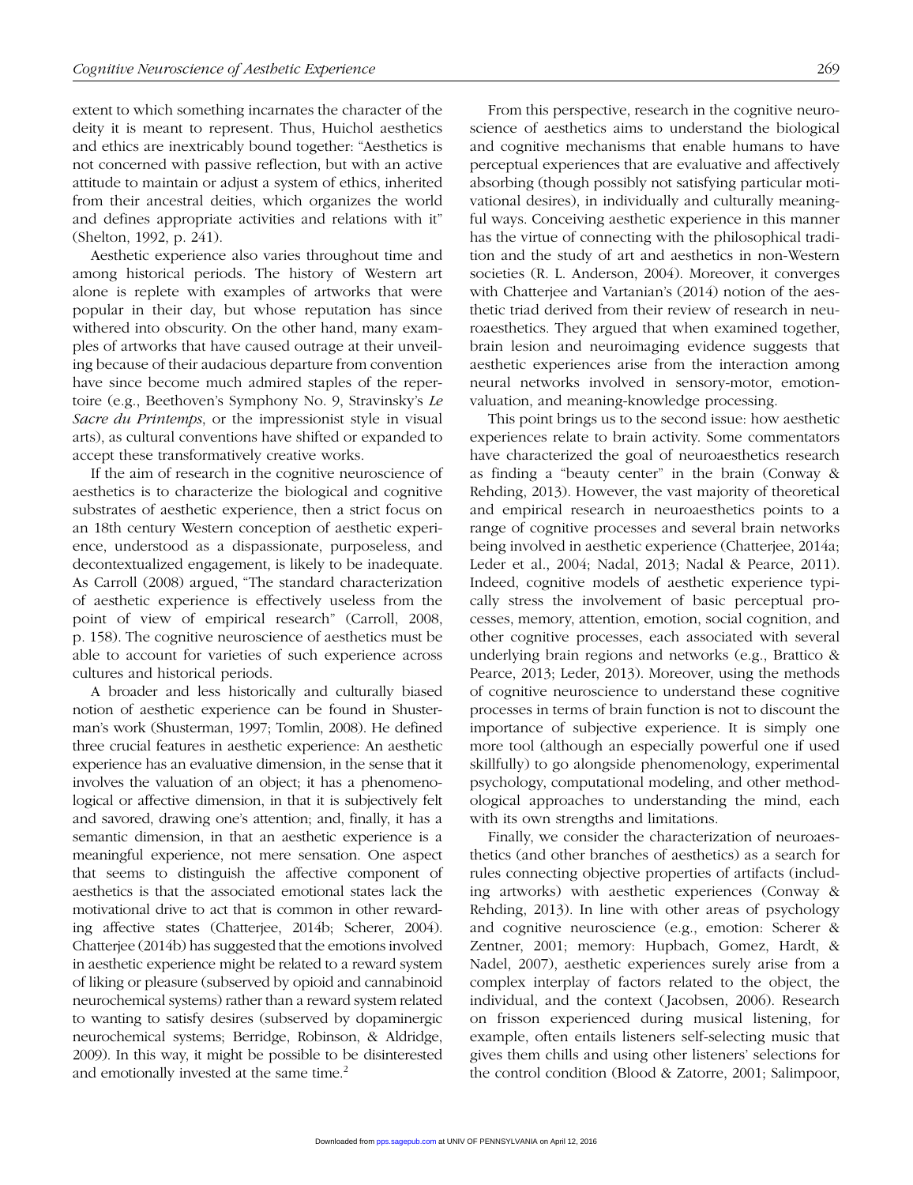extent to which something incarnates the character of the deity it is meant to represent. Thus, Huichol aesthetics and ethics are inextricably bound together: "Aesthetics is not concerned with passive reflection, but with an active attitude to maintain or adjust a system of ethics, inherited from their ancestral deities, which organizes the world and defines appropriate activities and relations with it" (Shelton, 1992, p. 241).

Aesthetic experience also varies throughout time and among historical periods. The history of Western art alone is replete with examples of artworks that were popular in their day, but whose reputation has since withered into obscurity. On the other hand, many examples of artworks that have caused outrage at their unveiling because of their audacious departure from convention have since become much admired staples of the repertoire (e.g., Beethoven's Symphony No. 9, Stravinsky's *Le Sacre du Printemps*, or the impressionist style in visual arts), as cultural conventions have shifted or expanded to accept these transformatively creative works.

If the aim of research in the cognitive neuroscience of aesthetics is to characterize the biological and cognitive substrates of aesthetic experience, then a strict focus on an 18th century Western conception of aesthetic experience, understood as a dispassionate, purposeless, and decontextualized engagement, is likely to be inadequate. As Carroll (2008) argued, "The standard characterization of aesthetic experience is effectively useless from the point of view of empirical research" (Carroll, 2008, p. 158). The cognitive neuroscience of aesthetics must be able to account for varieties of such experience across cultures and historical periods.

A broader and less historically and culturally biased notion of aesthetic experience can be found in Shusterman's work (Shusterman, 1997; Tomlin, 2008). He defined three crucial features in aesthetic experience: An aesthetic experience has an evaluative dimension, in the sense that it involves the valuation of an object; it has a phenomenological or affective dimension, in that it is subjectively felt and savored, drawing one's attention; and, finally, it has a semantic dimension, in that an aesthetic experience is a meaningful experience, not mere sensation. One aspect that seems to distinguish the affective component of aesthetics is that the associated emotional states lack the motivational drive to act that is common in other rewarding affective states (Chatterjee, 2014b; Scherer, 2004). Chatterjee (2014b) has suggested that the emotions involved in aesthetic experience might be related to a reward system of liking or pleasure (subserved by opioid and cannabinoid neurochemical systems) rather than a reward system related to wanting to satisfy desires (subserved by dopaminergic neurochemical systems; Berridge, Robinson, & Aldridge, 2009). In this way, it might be possible to be disinterested and emotionally invested at the same time.[2]

From this perspective, research in the cognitive neuroscience of aesthetics aims to understand the biological and cognitive mechanisms that enable humans to have perceptual experiences that are evaluative and affectively absorbing (though possibly not satisfying particular motivational desires), in individually and culturally meaningful ways. Conceiving aesthetic experience in this manner has the virtue of connecting with the philosophical tradition and the study of art and aesthetics in non-Western societies (R. L. Anderson, 2004). Moreover, it converges with Chatterjee and Vartanian's (2014) notion of the aesthetic triad derived from their review of research in neuroaesthetics. They argued that when examined together, brain lesion and neuroimaging evidence suggests that aesthetic experiences arise from the interaction among neural networks involved in sensory-motor, emotion-valuation, and meaning-knowledge processing.

This point brings us to the second issue: how aesthetic experiences relate to brain activity. Some commentators have characterized the goal of neuroaesthetics research as finding a "beauty center" in the brain (Conway & Rehding, 2013). However, the vast majority of theoretical and empirical research in neuroaesthetics points to a range of cognitive processes and several brain networks being involved in aesthetic experience (Chatterjee, 2014a; Leder et al., 2004; Nadal, 2013; Nadal & Pearce, 2011). Indeed, cognitive models of aesthetic experience typically stress the involvement of basic perceptual processes, memory, attention, emotion, social cognition, and other cognitive processes, each associated with several underlying brain regions and networks (e.g., Brattico & Pearce, 2013; Leder, 2013). Moreover, using the methods of cognitive neuroscience to understand these cognitive processes in terms of brain function is not to discount the importance of subjective experience. It is simply one more tool (although an especially powerful one if used skillfully) to go alongside phenomenology, experimental psychology, computational modeling, and other methodological approaches to understanding the mind, each with its own strengths and limitations.

Finally, we consider the characterization of neuroaesthetics (and other branches of aesthetics) as a search for rules connecting objective properties of artifacts (including artworks) with aesthetic experiences (Conway & Rehding, 2013). In line with other areas of psychology and cognitive neuroscience (e.g., emotion: Scherer & Zentner, 2001; memory: Hupbach, Gomez, Hardt, & Nadel, 2007), aesthetic experiences surely arise from a complex interplay of factors related to the object, the individual, and the context (Jacobsen, 2006). Research on frisson experienced during musical listening, for example, often entails listeners self-selecting music that gives them chills and using other listeners' selections for the control condition (Blood & Zatorre, 2001; Salimpoor,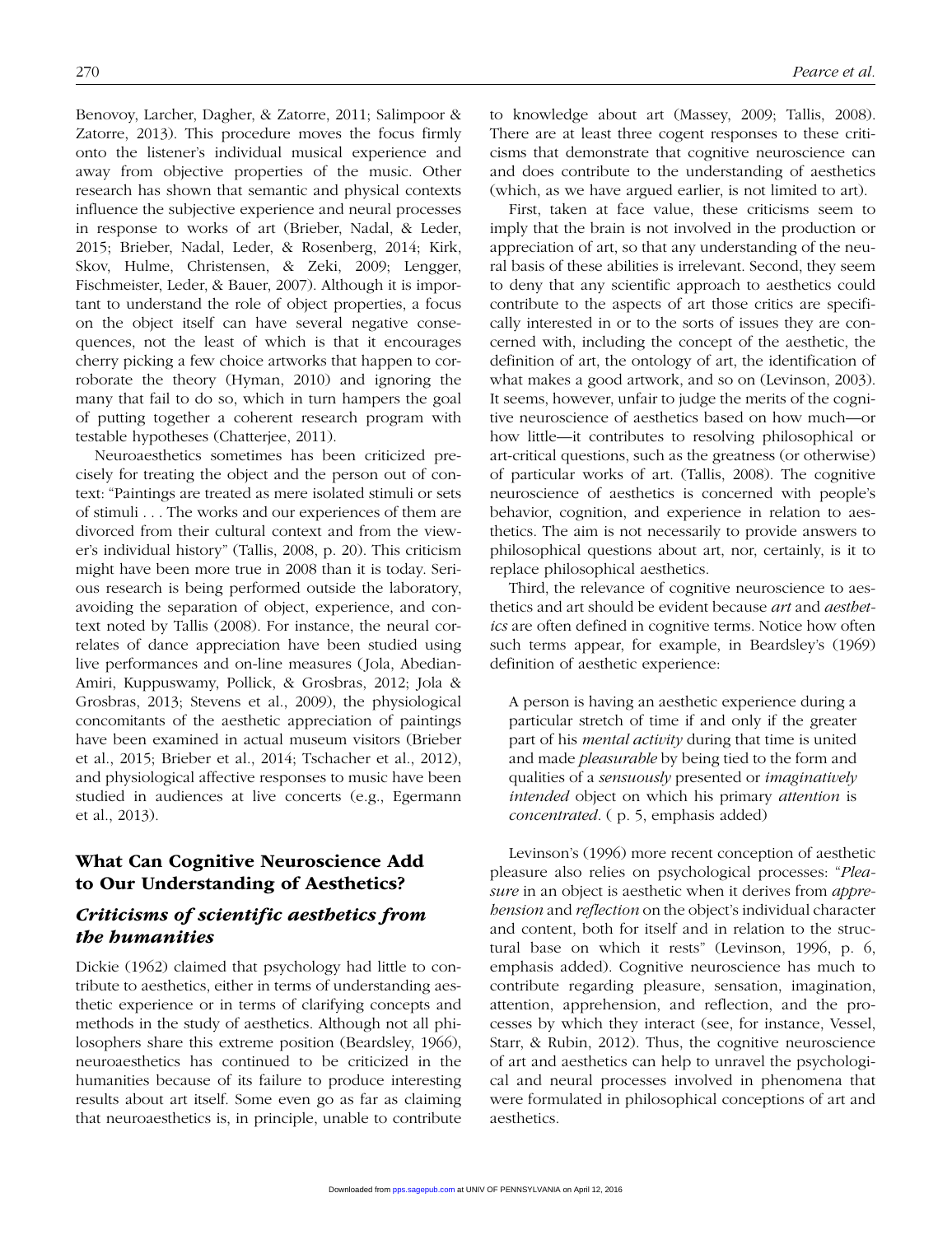Benovoy, Larcher, Dagher, & Zatorre, 2011; Salimpoor & Zatorre, 2013). This procedure moves the focus firmly onto the listener's individual musical experience and away from objective properties of the music. Other research has shown that semantic and physical contexts influence the subjective experience and neural processes in response to works of art (Brieber, Nadal, & Leder, 2015; Brieber, Nadal, Leder, & Rosenberg, 2014; Kirk, Skov, Hulme, Christensen, & Zeki, 2009; Lengger, Fischmeister, Leder, & Bauer, 2007). Although it is important to understand the role of object properties, a focus on the object itself can have several negative consequences, not the least of which is that it encourages cherry picking a few choice artworks that happen to corroborate the theory (Hyman, 2010) and ignoring the many that fail to do so, which in turn hampers the goal of putting together a coherent research program with testable hypotheses (Chatterjee, 2011).

Neuroaesthetics sometimes has been criticized precisely for treating the object and the person out of context: "Paintings are treated as mere isolated stimuli or sets of stimuli . . . The works and our experiences of them are divorced from their cultural context and from the viewer's individual history" (Tallis, 2008, p. 20). This criticism might have been more true in 2008 than it is today. Serious research is being performed outside the laboratory, avoiding the separation of object, experience, and context noted by Tallis (2008). For instance, the neural correlates of dance appreciation have been studied using live performances and on-line measures (Jola, Abedian-Amiri, Kuppuswamy, Pollick, & Grosbras, 2012; Jola & Grosbras, 2013; Stevens et al., 2009), the physiological concomitants of the aesthetic appreciation of paintings have been examined in actual museum visitors (Brieber et al., 2015; Brieber et al., 2014; Tschacher et al., 2012), and physiological affective responses to music have been studied in audiences at live concerts (e.g., Egermann et al., 2013).

## What Can Cognitive Neuroscience Add to Our Understanding of Aesthetics?

### *Criticisms of scientific aesthetics from the humanities*

Dickie (1962) claimed that psychology had little to contribute to aesthetics, either in terms of understanding aesthetic experience or in terms of clarifying concepts and methods in the study of aesthetics. Although not all philosophers share this extreme position (Beardsley, 1966), neuroaesthetics has continued to be criticized in the humanities because of its failure to produce interesting results about art itself. Some even go as far as claiming that neuroaesthetics is, in principle, unable to contribute to knowledge about art (Massey, 2009; Tallis, 2008). There are at least three cogent responses to these criticisms that demonstrate that cognitive neuroscience can and does contribute to the understanding of aesthetics (which, as we have argued earlier, is not limited to art).

First, taken at face value, these criticisms seem to imply that the brain is not involved in the production or appreciation of art, so that any understanding of the neural basis of these abilities is irrelevant. Second, they seem to deny that any scientific approach to aesthetics could contribute to the aspects of art those critics are specifically interested in or to the sorts of issues they are concerned with, including the concept of the aesthetic, the definition of art, the ontology of art, the identification of what makes a good artwork, and so on (Levinson, 2003). It seems, however, unfair to judge the merits of the cognitive neuroscience of aesthetics based on how much—or how little—it contributes to resolving philosophical or art-critical questions, such as the greatness (or otherwise) of particular works of art. (Tallis, 2008). The cognitive neuroscience of aesthetics is concerned with people's behavior, cognition, and experience in relation to aesthetics. The aim is not necessarily to provide answers to philosophical questions about art, nor, certainly, is it to replace philosophical aesthetics.

Third, the relevance of cognitive neuroscience to aesthetics and art should be evident because *art* and *aesthetics* are often defined in cognitive terms. Notice how often such terms appear, for example, in Beardsley's (1969) definition of aesthetic experience:

> A person is having an aesthetic experience during a particular stretch of time if and only if the greater part of his *mental activity* during that time is united and made *pleasurable* by being tied to the form and qualities of a *sensuously* presented or *imaginatively intended* object on which his primary *attention* is *concentrated*. ( p. 5, emphasis added)

Levinson's (1996) more recent conception of aesthetic pleasure also relies on psychological processes: "*Pleasure* in an object is aesthetic when it derives from *apprehension* and *reflection* on the object's individual character and content, both for itself and in relation to the structural base on which it rests" (Levinson, 1996, p. 6, emphasis added). Cognitive neuroscience has much to contribute regarding pleasure, sensation, imagination, attention, apprehension, and reflection, and the processes by which they interact (see, for instance, Vessel, Starr, & Rubin, 2012). Thus, the cognitive neuroscience of art and aesthetics can help to unravel the psychological and neural processes involved in phenomena that were formulated in philosophical conceptions of art and aesthetics.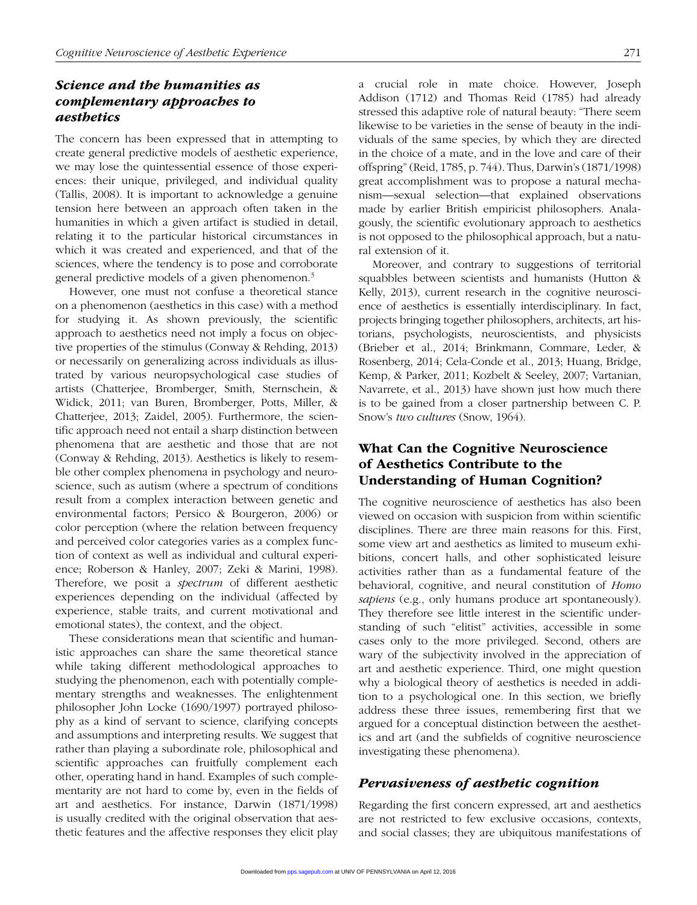### *Science and the humanities as complementary approaches to aesthetics*

The concern has been expressed that in attempting to create general predictive models of aesthetic experience, we may lose the quintessential essence of those experiences: their unique, privileged, and individual quality (Tallis, 2008). It is important to acknowledge a genuine tension here between an approach often taken in the humanities in which a given artifact is studied in detail, relating it to the particular historical circumstances in which it was created and experienced, and that of the sciences, where the tendency is to pose and corroborate general predictive models of a given phenomenon.[3]

However, one must not confuse a theoretical stance on a phenomenon (aesthetics in this case) with a method for studying it. As shown previously, the scientific approach to aesthetics need not imply a focus on objective properties of the stimulus (Conway & Rehding, 2013) or necessarily on generalizing across individuals as illustrated by various neuropsychological case studies of artists (Chatterjee, Bromberger, Smith, Sternschein, & Widick, 2011; van Buren, Bromberger, Potts, Miller, & Chatterjee, 2013; Zaidel, 2005). Furthermore, the scientific approach need not entail a sharp distinction between phenomena that are aesthetic and those that are not (Conway & Rehding, 2013). Aesthetics is likely to resemble other complex phenomena in psychology and neuroscience, such as autism (where a spectrum of conditions result from a complex interaction between genetic and environmental factors; Persico & Bourgeron, 2006) or color perception (where the relation between frequency and perceived color categories varies as a complex function of context as well as individual and cultural experience; Roberson & Hanley, 2007; Zeki & Marini, 1998). Therefore, we posit a *spectrum* of different aesthetic experiences depending on the individual (affected by experience, stable traits, and current motivational and emotional states), the context, and the object.

These considerations mean that scientific and humanistic approaches can share the same theoretical stance while taking different methodological approaches to studying the phenomenon, each with potentially complementary strengths and weaknesses. The enlightenment philosopher John Locke (1690/1997) portrayed philosophy as a kind of servant to science, clarifying concepts and assumptions and interpreting results. We suggest that rather than playing a subordinate role, philosophical and scientific approaches can fruitfully complement each other, operating hand in hand. Examples of such complementarity are not hard to come by, even in the fields of art and aesthetics. For instance, Darwin (1871/1998) is usually credited with the original observation that aesthetic features and the affective responses they elicit play a crucial role in mate choice. However, Joseph Addison (1712) and Thomas Reid (1785) had already stressed this adaptive role of natural beauty: "There seem likewise to be varieties in the sense of beauty in the individuals of the same species, by which they are directed in the choice of a mate, and in the love and care of their offspring" (Reid, 1785, p. 744). Thus, Darwin's (1871/1998) great accomplishment was to propose a natural mechanism—sexual selection—that explained observations made by earlier British empiricist philosophers. Analagously, the scientific evolutionary approach to aesthetics is not opposed to the philosophical approach, but a natural extension of it.

Moreover, and contrary to suggestions of territorial squabbles between scientists and humanists (Hutton & Kelly, 2013), current research in the cognitive neuroscience of aesthetics is essentially interdisciplinary. In fact, projects bringing together philosophers, architects, art historians, psychologists, neuroscientists, and physicists (Brieber et al., 2014; Brinkmann, Commare, Leder, & Rosenberg, 2014; Cela-Conde et al., 2013; Huang, Bridge, Kemp, & Parker, 2011; Kozbelt & Seeley, 2007; Vartanian, Navarrete, et al., 2013) have shown just how much there is to be gained from a closer partnership between C. P. Snow's *two cultures* (Snow, 1964).

## What Can the Cognitive Neuroscience of Aesthetics Contribute to the Understanding of Human Cognition?

The cognitive neuroscience of aesthetics has also been viewed on occasion with suspicion from within scientific disciplines. There are three main reasons for this. First, some view art and aesthetics as limited to museum exhibitions, concert halls, and other sophisticated leisure activities rather than as a fundamental feature of the behavioral, cognitive, and neural constitution of *Homo sapiens* (e.g., only humans produce art spontaneously). They therefore see little interest in the scientific understanding of such "elitist" activities, accessible in some cases only to the more privileged. Second, others are wary of the subjectivity involved in the appreciation of art and aesthetic experience. Third, one might question why a biological theory of aesthetics is needed in addition to a psychological one. In this section, we briefly address these three issues, remembering first that we argued for a conceptual distinction between the aesthetics and art (and the subfields of cognitive neuroscience investigating these phenomena).

### *Pervasiveness of aesthetic cognition*

Regarding the first concern expressed, art and aesthetics are not restricted to few exclusive occasions, contexts, and social classes; they are ubiquitous manifestations of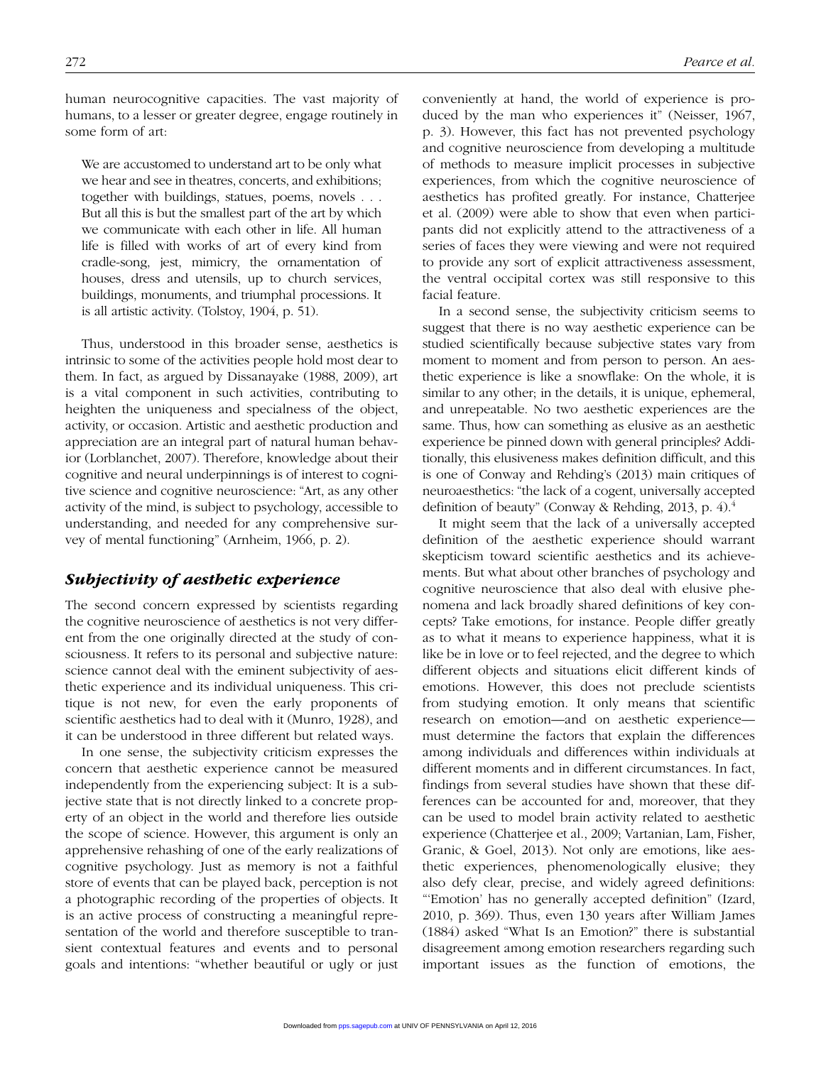human neurocognitive capacities. The vast majority of humans, to a lesser or greater degree, engage routinely in some form of art:

> We are accustomed to understand art to be only what we hear and see in theatres, concerts, and exhibitions; together with buildings, statues, poems, novels . . . But all this is but the smallest part of the art by which we communicate with each other in life. All human life is filled with works of art of every kind from cradle-song, jest, mimicry, the ornamentation of houses, dress and utensils, up to church services, buildings, monuments, and triumphal processions. It is all artistic activity. (Tolstoy, 1904, p. 51).

Thus, understood in this broader sense, aesthetics is intrinsic to some of the activities people hold most dear to them. In fact, as argued by Dissanayake (1988, 2009), art is a vital component in such activities, contributing to heighten the uniqueness and specialness of the object, activity, or occasion. Artistic and aesthetic production and appreciation are an integral part of natural human behavior (Lorblanchet, 2007). Therefore, knowledge about their cognitive and neural underpinnings is of interest to cognitive science and cognitive neuroscience: "Art, as any other activity of the mind, is subject to psychology, accessible to understanding, and needed for any comprehensive survey of mental functioning" (Arnheim, 1966, p. 2).

## *Subjectivity of aesthetic experience*

The second concern expressed by scientists regarding the cognitive neuroscience of aesthetics is not very different from the one originally directed at the study of consciousness. It refers to its personal and subjective nature: science cannot deal with the eminent subjectivity of aesthetic experience and its individual uniqueness. This critique is not new, for even the early proponents of scientific aesthetics had to deal with it (Munro, 1928), and it can be understood in three different but related ways.

In one sense, the subjectivity criticism expresses the concern that aesthetic experience cannot be measured independently from the experiencing subject: It is a subjective state that is not directly linked to a concrete property of an object in the world and therefore lies outside the scope of science. However, this argument is only an apprehensive rehashing of one of the early realizations of cognitive psychology. Just as memory is not a faithful store of events that can be played back, perception is not a photographic recording of the properties of objects. It is an active process of constructing a meaningful representation of the world and therefore susceptible to transient contextual features and events and to personal goals and intentions: "whether beautiful or ugly or just conveniently at hand, the world of experience is produced by the man who experiences it" (Neisser, 1967, p. 3). However, this fact has not prevented psychology and cognitive neuroscience from developing a multitude of methods to measure implicit processes in subjective experiences, from which the cognitive neuroscience of aesthetics has profited greatly. For instance, Chatterjee et al. (2009) were able to show that even when participants did not explicitly attend to the attractiveness of a series of faces they were viewing and were not required to provide any sort of explicit attractiveness assessment, the ventral occipital cortex was still responsive to this facial feature.

In a second sense, the subjectivity criticism seems to suggest that there is no way aesthetic experience can be studied scientifically because subjective states vary from moment to moment and from person to person. An aesthetic experience is like a snowflake: On the whole, it is similar to any other; in the details, it is unique, ephemeral, and unrepeatable. No two aesthetic experiences are the same. Thus, how can something as elusive as an aesthetic experience be pinned down with general principles? Additionally, this elusiveness makes definition difficult, and this is one of Conway and Rehding's (2013) main critiques of neuroaesthetics: "the lack of a cogent, universally accepted definition of beauty" (Conway & Rehding, 2013, p. 4).[4]

It might seem that the lack of a universally accepted definition of the aesthetic experience should warrant skepticism toward scientific aesthetics and its achievements. But what about other branches of psychology and cognitive neuroscience that also deal with elusive phenomena and lack broadly shared definitions of key concepts? Take emotions, for instance. People differ greatly as to what it means to experience happiness, what it is like be in love or to feel rejected, and the degree to which different objects and situations elicit different kinds of emotions. However, this does not preclude scientists from studying emotion. It only means that scientific research on emotion—and on aesthetic experience—must determine the factors that explain the differences among individuals and differences within individuals at different moments and in different circumstances. In fact, findings from several studies have shown that these differences can be accounted for and, moreover, that they can be used to model brain activity related to aesthetic experience (Chatterjee et al., 2009; Vartanian, Lam, Fisher, Granic, & Goel, 2013). Not only are emotions, like aesthetic experiences, phenomenologically elusive; they also defy clear, precise, and widely agreed definitions: "'Emotion' has no generally accepted definition" (Izard, 2010, p. 369). Thus, even 130 years after William James (1884) asked "What Is an Emotion?" there is substantial disagreement among emotion researchers regarding such important issues as the function of emotions, the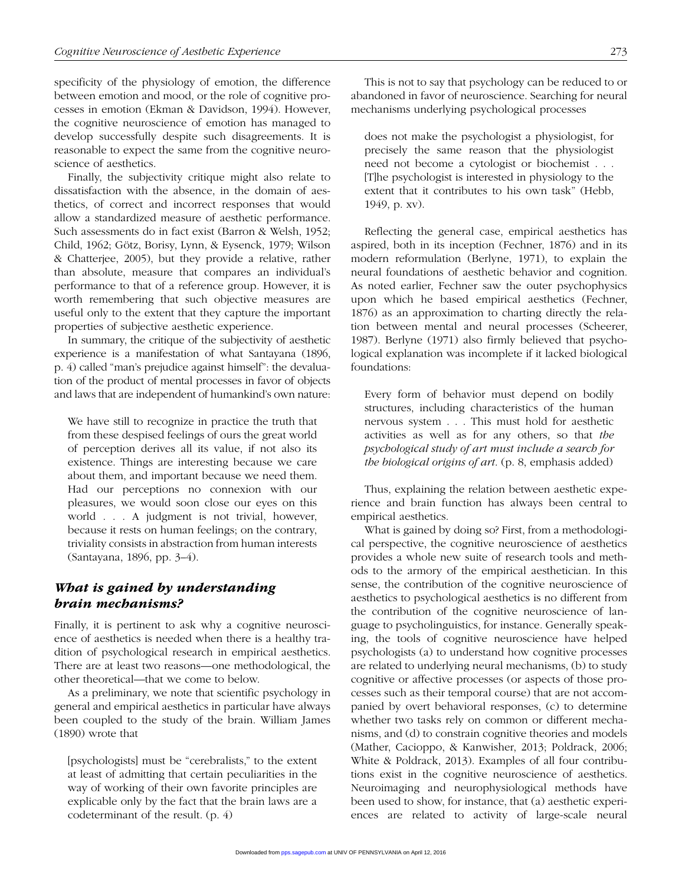specificity of the physiology of emotion, the difference between emotion and mood, or the role of cognitive processes in emotion (Ekman & Davidson, 1994). However, the cognitive neuroscience of emotion has managed to develop successfully despite such disagreements. It is reasonable to expect the same from the cognitive neuroscience of aesthetics.

Finally, the subjectivity critique might also relate to dissatisfaction with the absence, in the domain of aesthetics, of correct and incorrect responses that would allow a standardized measure of aesthetic performance. Such assessments do in fact exist (Barron & Welsh, 1952; Child, 1962; Götz, Borisy, Lynn, & Eysenck, 1979; Wilson & Chatterjee, 2005), but they provide a relative, rather than absolute, measure that compares an individual's performance to that of a reference group. However, it is worth remembering that such objective measures are useful only to the extent that they capture the important properties of subjective aesthetic experience.

In summary, the critique of the subjectivity of aesthetic experience is a manifestation of what Santayana (1896, p. 4) called "man's prejudice against himself": the devaluation of the product of mental processes in favor of objects and laws that are independent of humankind's own nature:

> We have still to recognize in practice the truth that from these despised feelings of ours the great world of perception derives all its value, if not also its existence. Things are interesting because we care about them, and important because we need them. Had our perceptions no connexion with our pleasures, we would soon close our eyes on this world . . . A judgment is not trivial, however, because it rests on human feelings; on the contrary, triviality consists in abstraction from human interests (Santayana, 1896, pp. 3–4).

## *What is gained by understanding brain mechanisms?*

Finally, it is pertinent to ask why a cognitive neuroscience of aesthetics is needed when there is a healthy tradition of psychological research in empirical aesthetics. There are at least two reasons—one methodological, the other theoretical—that we come to below.

As a preliminary, we note that scientific psychology in general and empirical aesthetics in particular have always been coupled to the study of the brain. William James (1890) wrote that

> [psychologists] must be "cerebralists," to the extent at least of admitting that certain peculiarities in the way of working of their own favorite principles are explicable only by the fact that the brain laws are a codeterminant of the result. (p. 4)

This is not to say that psychology can be reduced to or abandoned in favor of neuroscience. Searching for neural mechanisms underlying psychological processes

> does not make the psychologist a physiologist, for precisely the same reason that the physiologist need not become a cytologist or biochemist . . . [T]he psychologist is interested in physiology to the extent that it contributes to his own task" (Hebb, 1949, p. xv).

Reflecting the general case, empirical aesthetics has aspired, both in its inception (Fechner, 1876) and in its modern reformulation (Berlyne, 1971), to explain the neural foundations of aesthetic behavior and cognition. As noted earlier, Fechner saw the outer psychophysics upon which he based empirical aesthetics (Fechner, 1876) as an approximation to charting directly the relation between mental and neural processes (Scheerer, 1987). Berlyne (1971) also firmly believed that psychological explanation was incomplete if it lacked biological foundations:

> Every form of behavior must depend on bodily structures, including characteristics of the human nervous system . . . This must hold for aesthetic activities as well as for any others, so that *the psychological study of art must include a search for the biological origins of art*. (p. 8, emphasis added)

Thus, explaining the relation between aesthetic experience and brain function has always been central to empirical aesthetics.

What is gained by doing so? First, from a methodological perspective, the cognitive neuroscience of aesthetics provides a whole new suite of research tools and methods to the armory of the empirical aesthetician. In this sense, the contribution of the cognitive neuroscience of aesthetics to psychological aesthetics is no different from the contribution of the cognitive neuroscience of language to psycholinguistics, for instance. Generally speaking, the tools of cognitive neuroscience have helped psychologists (a) to understand how cognitive processes are related to underlying neural mechanisms, (b) to study cognitive or affective processes (or aspects of those processes such as their temporal course) that are not accompanied by overt behavioral responses, (c) to determine whether two tasks rely on common or different mechanisms, and (d) to constrain cognitive theories and models (Mather, Cacioppo, & Kanwisher, 2013; Poldrack, 2006; White & Poldrack, 2013). Examples of all four contributions exist in the cognitive neuroscience of aesthetics. Neuroimaging and neurophysiological methods have been used to show, for instance, that (a) aesthetic experiences are related to activity of large-scale neural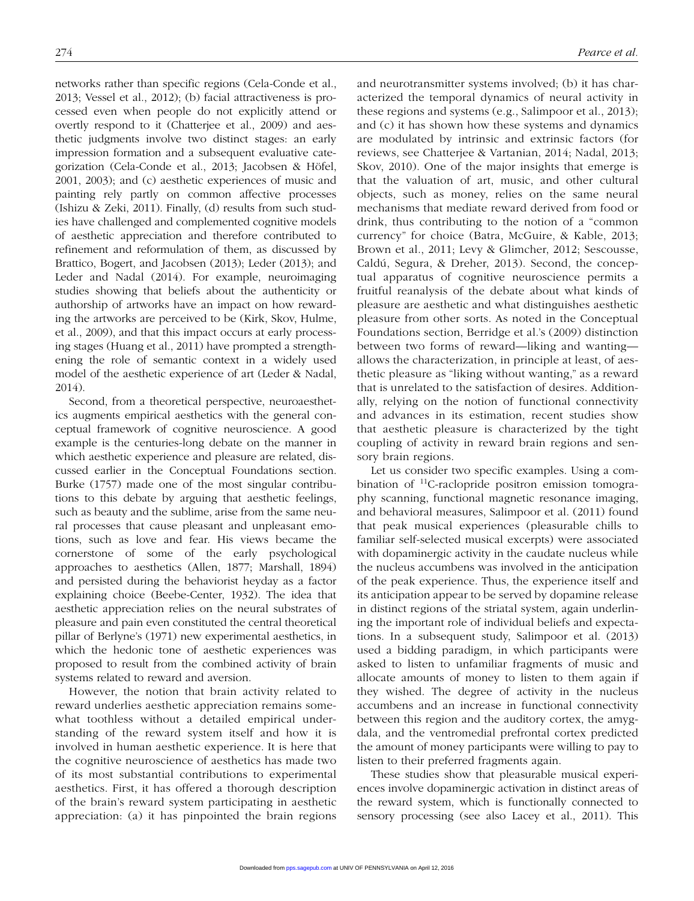networks rather than specific regions (Cela-Conde et al., 2013; Vessel et al., 2012); (b) facial attractiveness is processed even when people do not explicitly attend or overtly respond to it (Chatterjee et al., 2009) and aesthetic judgments involve two distinct stages: an early impression formation and a subsequent evaluative categorization (Cela-Conde et al., 2013; Jacobsen & Höfel, 2001, 2003); and (c) aesthetic experiences of music and painting rely partly on common affective processes (Ishizu & Zeki, 2011). Finally, (d) results from such studies have challenged and complemented cognitive models of aesthetic appreciation and therefore contributed to refinement and reformulation of them, as discussed by Brattico, Bogert, and Jacobsen (2013); Leder (2013); and Leder and Nadal (2014). For example, neuroimaging studies showing that beliefs about the authenticity or authorship of artworks have an impact on how rewarding the artworks are perceived to be (Kirk, Skov, Hulme, et al., 2009), and that this impact occurs at early processing stages (Huang et al., 2011) have prompted a strengthening the role of semantic context in a widely used model of the aesthetic experience of art (Leder & Nadal, 2014).

Second, from a theoretical perspective, neuroaesthetics augments empirical aesthetics with the general conceptual framework of cognitive neuroscience. A good example is the centuries-long debate on the manner in which aesthetic experience and pleasure are related, discussed earlier in the Conceptual Foundations section. Burke (1757) made one of the most singular contributions to this debate by arguing that aesthetic feelings, such as beauty and the sublime, arise from the same neural processes that cause pleasant and unpleasant emotions, such as love and fear. His views became the cornerstone of some of the early psychological approaches to aesthetics (Allen, 1877; Marshall, 1894) and persisted during the behaviorist heyday as a factor explaining choice (Beebe-Center, 1932). The idea that aesthetic appreciation relies on the neural substrates of pleasure and pain even constituted the central theoretical pillar of Berlyne's (1971) new experimental aesthetics, in which the hedonic tone of aesthetic experiences was proposed to result from the combined activity of brain systems related to reward and aversion.

However, the notion that brain activity related to reward underlies aesthetic appreciation remains somewhat toothless without a detailed empirical understanding of the reward system itself and how it is involved in human aesthetic experience. It is here that the cognitive neuroscience of aesthetics has made two of its most substantial contributions to experimental aesthetics. First, it has offered a thorough description of the brain's reward system participating in aesthetic appreciation: (a) it has pinpointed the brain regions and neurotransmitter systems involved; (b) it has characterized the temporal dynamics of neural activity in these regions and systems (e.g., Salimpoor et al., 2013); and (c) it has shown how these systems and dynamics are modulated by intrinsic and extrinsic factors (for reviews, see Chatterjee & Vartanian, 2014; Nadal, 2013; Skov, 2010). One of the major insights that emerge is that the valuation of art, music, and other cultural objects, such as money, relies on the same neural mechanisms that mediate reward derived from food or drink, thus contributing to the notion of a "common currency" for choice (Batra, McGuire, & Kable, 2013; Brown et al., 2011; Levy & Glimcher, 2012; Sescousse, Caldú, Segura, & Dreher, 2013). Second, the conceptual apparatus of cognitive neuroscience permits a fruitful reanalysis of the debate about what kinds of pleasure are aesthetic and what distinguishes aesthetic pleasure from other sorts. As noted in the Conceptual Foundations section, Berridge et al.'s (2009) distinction between two forms of reward—liking and wanting—allows the characterization, in principle at least, of aesthetic pleasure as "liking without wanting," as a reward that is unrelated to the satisfaction of desires. Additionally, relying on the notion of functional connectivity and advances in its estimation, recent studies show that aesthetic pleasure is characterized by the tight coupling of activity in reward brain regions and sensory brain regions.

Let us consider two specific examples. Using a combination of $^{11}$C-raclopride positron emission tomography scanning, functional magnetic resonance imaging, and behavioral measures, Salimpoor et al. (2011) found that peak musical experiences (pleasurable chills to familiar self-selected musical excerpts) were associated with dopaminergic activity in the caudate nucleus while the nucleus accumbens was involved in the anticipation of the peak experience. Thus, the experience itself and its anticipation appear to be served by dopamine release in distinct regions of the striatal system, again underlining the important role of individual beliefs and expectations. In a subsequent study, Salimpoor et al. (2013) used a bidding paradigm, in which participants were asked to listen to unfamiliar fragments of music and allocate amounts of money to listen to them again if they wished. The degree of activity in the nucleus accumbens and an increase in functional connectivity between this region and the auditory cortex, the amygdala, and the ventromedial prefrontal cortex predicted the amount of money participants were willing to pay to listen to their preferred fragments again.

These studies show that pleasurable musical experiences involve dopaminergic activation in distinct areas of the reward system, which is functionally connected to sensory processing (see also Lacey et al., 2011). This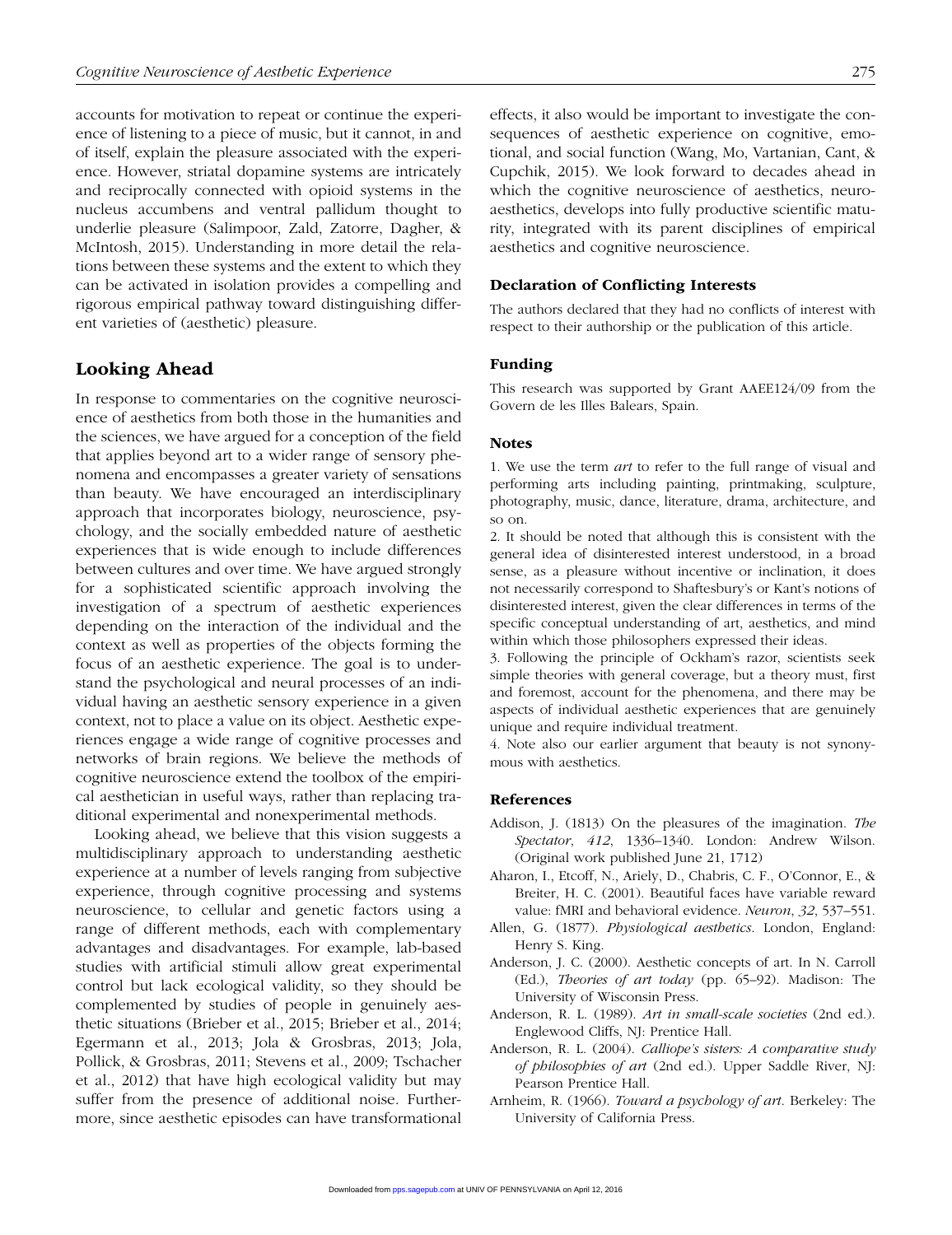accounts for motivation to repeat or continue the experience of listening to a piece of music, but it cannot, in and of itself, explain the pleasure associated with the experience. However, striatal dopamine systems are intricately and reciprocally connected with opioid systems in the nucleus accumbens and ventral pallidum thought to underlie pleasure (Salimpoor, Zald, Zatorre, Dagher, & McIntosh, 2015). Understanding in more detail the relations between these systems and the extent to which they can be activated in isolation provides a compelling and rigorous empirical pathway toward distinguishing different varieties of (aesthetic) pleasure.

## Looking Ahead

In response to commentaries on the cognitive neuroscience of aesthetics from both those in the humanities and the sciences, we have argued for a conception of the field that applies beyond art to a wider range of sensory phenomena and encompasses a greater variety of sensations than beauty. We have encouraged an interdisciplinary approach that incorporates biology, neuroscience, psychology, and the socially embedded nature of aesthetic experiences that is wide enough to include differences between cultures and over time. We have argued strongly for a sophisticated scientific approach involving the investigation of a spectrum of aesthetic experiences depending on the interaction of the individual and the context as well as properties of the objects forming the focus of an aesthetic experience. The goal is to understand the psychological and neural processes of an individual having an aesthetic sensory experience in a given context, not to place a value on its object. Aesthetic experiences engage a wide range of cognitive processes and networks of brain regions. We believe the methods of cognitive neuroscience extend the toolbox of the empirical aesthetician in useful ways, rather than replacing traditional experimental and nonexperimental methods.

Looking ahead, we believe that this vision suggests a multidisciplinary approach to understanding aesthetic experience at a number of levels ranging from subjective experience, through cognitive processing and systems neuroscience, to cellular and genetic factors using a range of different methods, each with complementary advantages and disadvantages. For example, lab-based studies with artificial stimuli allow great experimental control but lack ecological validity, so they should be complemented by studies of people in genuinely aesthetic situations (Brieber et al., 2015; Brieber et al., 2014; Egermann et al., 2013; Jola & Grosbras, 2013; Jola, Pollick, & Grosbras, 2011; Stevens et al., 2009; Tschacher et al., 2012) that have high ecological validity but may suffer from the presence of additional noise. Furthermore, since aesthetic episodes can have transformational effects, it also would be important to investigate the consequences of aesthetic experience on cognitive, emotional, and social function (Wang, Mo, Vartanian, Cant, & Cupchik, 2015). We look forward to decades ahead in which the cognitive neuroscience of aesthetics, neuroaesthetics, develops into fully productive scientific maturity, integrated with its parent disciplines of empirical aesthetics and cognitive neuroscience.

### Declaration of Conflicting Interests

The authors declared that they had no conflicts of interest with respect to their authorship or the publication of this article.

### Funding

This research was supported by Grant AAEE124/09 from the Govern de les Illes Balears, Spain.

### Notes

1. We use the term *art* to refer to the full range of visual and performing arts including painting, printmaking, sculpture, photography, music, dance, literature, drama, architecture, and so on.

2. It should be noted that although this is consistent with the general idea of disinterested interest understood, in a broad sense, as a pleasure without incentive or inclination, it does not necessarily correspond to Shaftesbury's or Kant's notions of disinterested interest, given the clear differences in terms of the specific conceptual understanding of art, aesthetics, and mind within which those philosophers expressed their ideas.

3. Following the principle of Ockham's razor, scientists seek simple theories with general coverage, but a theory must, first and foremost, account for the phenomena, and there may be aspects of individual aesthetic experiences that are genuinely unique and require individual treatment.

4. Note also our earlier argument that beauty is not synonymous with aesthetics.

### References

Addison, J. (1813) On the pleasures of the imagination. *The Spectator*, *412*, 1336–1340. London: Andrew Wilson. (Original work published June 21, 1712)

Aharon, I., Etcoff, N., Ariely, D., Chabris, C. F., O'Connor, E., & Breiter, H. C. (2001). Beautiful faces have variable reward value: fMRI and behavioral evidence. *Neuron*, *32*, 537–551.

Allen, G. (1877). *Physiological aesthetics*. London, England: Henry S. King.

Anderson, J. C. (2000). Aesthetic concepts of art. In N. Carroll (Ed.), *Theories of art today* (pp. 65–92). Madison: The University of Wisconsin Press.

Anderson, R. L. (1989). *Art in small-scale societies* (2nd ed.). Englewood Cliffs, NJ: Prentice Hall.

Anderson, R. L. (2004). *Calliope's sisters: A comparative study of philosophies of art* (2nd ed.). Upper Saddle River, NJ: Pearson Prentice Hall.

Arnheim, R. (1966). *Toward a psychology of art*. Berkeley: The University of California Press.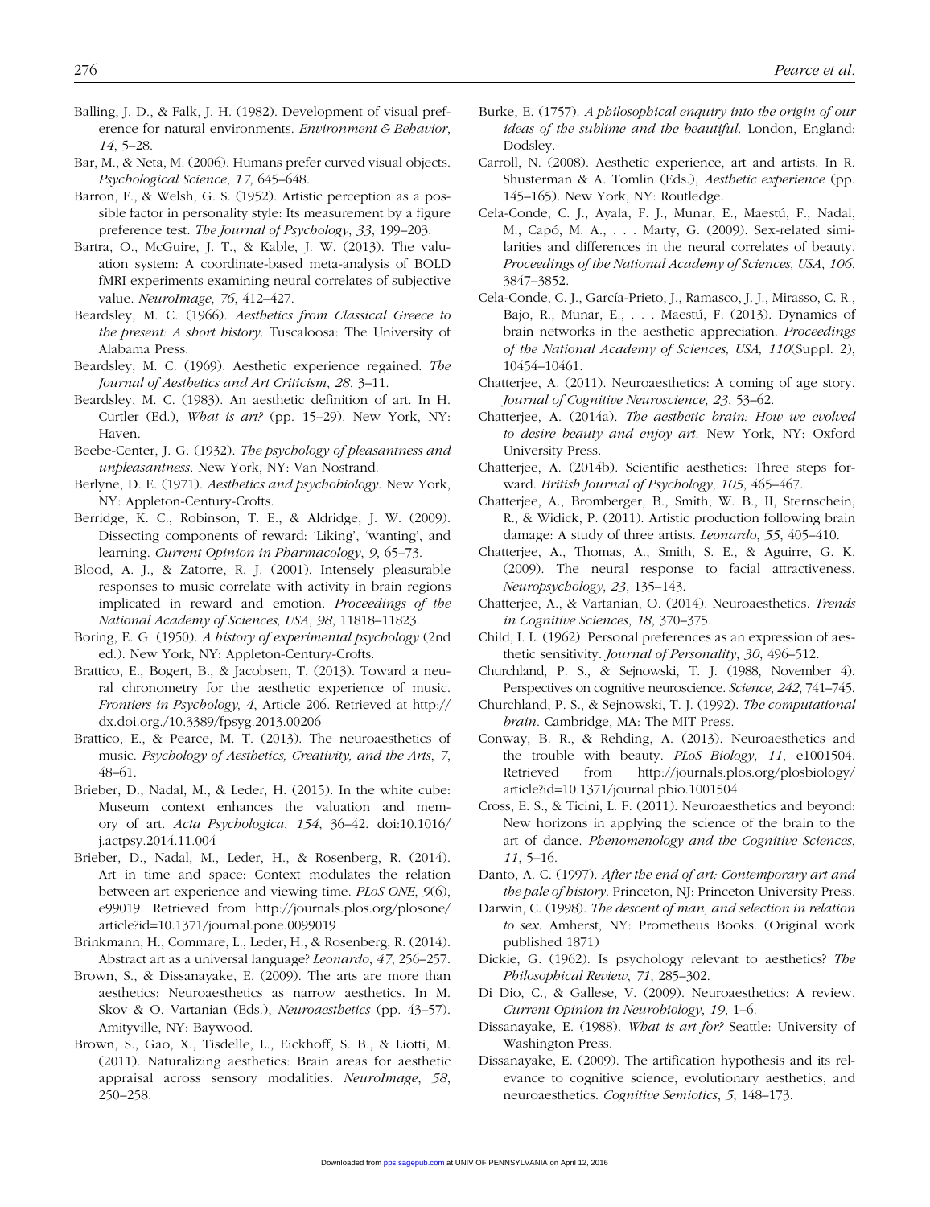Balling, J. D., & Falk, J. H. (1982). Development of visual preference for natural environments. *Environment & Behavior*, *14*, 5–28.

Bar, M., & Neta, M. (2006). Humans prefer curved visual objects. *Psychological Science*, *17*, 645–648.

Barron, F., & Welsh, G. S. (1952). Artistic perception as a possible factor in personality style: Its measurement by a figure preference test. *The Journal of Psychology*, *33*, 199–203.

Bartra, O., McGuire, J. T., & Kable, J. W. (2013). The valuation system: A coordinate-based meta-analysis of BOLD fMRI experiments examining neural correlates of subjective value. *NeuroImage*, *76*, 412–427.

Beardsley, M. C. (1966). *Aesthetics from Classical Greece to the present: A short history*. Tuscaloosa: The University of Alabama Press.

Beardsley, M. C. (1969). Aesthetic experience regained. *The Journal of Aesthetics and Art Criticism*, *28*, 3–11.

Beardsley, M. C. (1983). An aesthetic definition of art. In H. Curtler (Ed.), *What is art?* (pp. 15–29). New York, NY: Haven.

Beebe-Center, J. G. (1932). *The psychology of pleasantness and unpleasantness*. New York, NY: Van Nostrand.

Berlyne, D. E. (1971). *Aesthetics and psychobiology*. New York, NY: Appleton-Century-Crofts.

Berridge, K. C., Robinson, T. E., & Aldridge, J. W. (2009). Dissecting components of reward: 'Liking', 'wanting', and learning. *Current Opinion in Pharmacology*, *9*, 65–73.

Blood, A. J., & Zatorre, R. J. (2001). Intensely pleasurable responses to music correlate with activity in brain regions implicated in reward and emotion. *Proceedings of the National Academy of Sciences, USA*, *98*, 11818–11823.

Boring, E. G. (1950). *A history of experimental psychology* (2nd ed.). New York, NY: Appleton-Century-Crofts.

Brattico, E., Bogert, B., & Jacobsen, T. (2013). Toward a neural chronometry for the aesthetic experience of music. *Frontiers in Psychology, 4*, Article 206. Retrieved at http://dx.doi.org./10.3389/fpsyg.2013.00206

Brattico, E., & Pearce, M. T. (2013). The neuroaesthetics of music. *Psychology of Aesthetics, Creativity, and the Arts*, *7*, 48–61.

Brieber, D., Nadal, M., & Leder, H. (2015). In the white cube: Museum context enhances the valuation and memory of art. *Acta Psychologica*, *154*, 36–42. doi:10.1016/j.actpsy.2014.11.004

Brieber, D., Nadal, M., Leder, H., & Rosenberg, R. (2014). Art in time and space: Context modulates the relation between art experience and viewing time. *PLoS ONE*, *9*(6), e99019. Retrieved from http://journals.plos.org/plosone/article?id=10.1371/journal.pone.0099019

Brinkmann, H., Commare, L., Leder, H., & Rosenberg, R. (2014). Abstract art as a universal language? *Leonardo*, *47*, 256–257.

Brown, S., & Dissanayake, E. (2009). The arts are more than aesthetics: Neuroaesthetics as narrow aesthetics. In M. Skov & O. Vartanian (Eds.), *Neuroaesthetics* (pp. 43–57). Amityville, NY: Baywood.

Brown, S., Gao, X., Tisdelle, L., Eickhoff, S. B., & Liotti, M. (2011). Naturalizing aesthetics: Brain areas for aesthetic appraisal across sensory modalities. *NeuroImage*, *58*, 250–258.

Burke, E. (1757). *A philosophical enquiry into the origin of our ideas of the sublime and the beautiful*. London, England: Dodsley.

Carroll, N. (2008). Aesthetic experience, art and artists. In R. Shusterman & A. Tomlin (Eds.), *Aesthetic experience* (pp. 145–165). New York, NY: Routledge.

Cela-Conde, C. J., Ayala, F. J., Munar, E., Maestú, F., Nadal, M., Capó, M. A., . . . Marty, G. (2009). Sex-related similarities and differences in the neural correlates of beauty. *Proceedings of the National Academy of Sciences, USA*, *106*, 3847–3852.

Cela-Conde, C. J., García-Prieto, J., Ramasco, J. J., Mirasso, C. R., Bajo, R., Munar, E., . . . Maestú, F. (2013). Dynamics of brain networks in the aesthetic appreciation. *Proceedings of the National Academy of Sciences, USA, 110*(Suppl. 2), 10454–10461.

Chatterjee, A. (2011). Neuroaesthetics: A coming of age story. *Journal of Cognitive Neuroscience*, *23*, 53–62.

Chatterjee, A. (2014a). *The aesthetic brain: How we evolved to desire beauty and enjoy art*. New York, NY: Oxford University Press.

Chatterjee, A. (2014b). Scientific aesthetics: Three steps forward. *British Journal of Psychology*, *105*, 465–467.

Chatterjee, A., Bromberger, B., Smith, W. B., II, Sternschein, R., & Widick, P. (2011). Artistic production following brain damage: A study of three artists. *Leonardo*, *55*, 405–410.

Chatterjee, A., Thomas, A., Smith, S. E., & Aguirre, G. K. (2009). The neural response to facial attractiveness. *Neuropsychology*, *23*, 135–143.

Chatterjee, A., & Vartanian, O. (2014). Neuroaesthetics. *Trends in Cognitive Sciences*, *18*, 370–375.

Child, I. L. (1962). Personal preferences as an expression of aesthetic sensitivity. *Journal of Personality*, *30*, 496–512.

Churchland, P. S., & Sejnowski, T. J. (1988, November 4). Perspectives on cognitive neuroscience. *Science*, *242*, 741–745.

Churchland, P. S., & Sejnowski, T. J. (1992). *The computational brain*. Cambridge, MA: The MIT Press.

Conway, B. R., & Rehding, A. (2013). Neuroaesthetics and the trouble with beauty. *PLoS Biology*, *11*, e1001504. Retrieved from http://journals.plos.org/plosbiology/article?id=10.1371/journal.pbio.1001504

Cross, E. S., & Ticini, L. F. (2011). Neuroaesthetics and beyond: New horizons in applying the science of the brain to the art of dance. *Phenomenology and the Cognitive Sciences*, *11*, 5–16.

Danto, A. C. (1997). *After the end of art: Contemporary art and the pale of history*. Princeton, NJ: Princeton University Press.

Darwin, C. (1998). *The descent of man, and selection in relation to sex*. Amherst, NY: Prometheus Books. (Original work published 1871)

Dickie, G. (1962). Is psychology relevant to aesthetics? *The Philosophical Review*, *71*, 285–302.

Di Dio, C., & Gallese, V. (2009). Neuroaesthetics: A review. *Current Opinion in Neurobiology*, *19*, 1–6.

Dissanayake, E. (1988). *What is art for?* Seattle: University of Washington Press.

Dissanayake, E. (2009). The artification hypothesis and its relevance to cognitive science, evolutionary aesthetics, and neuroaesthetics. *Cognitive Semiotics*, *5*, 148–173.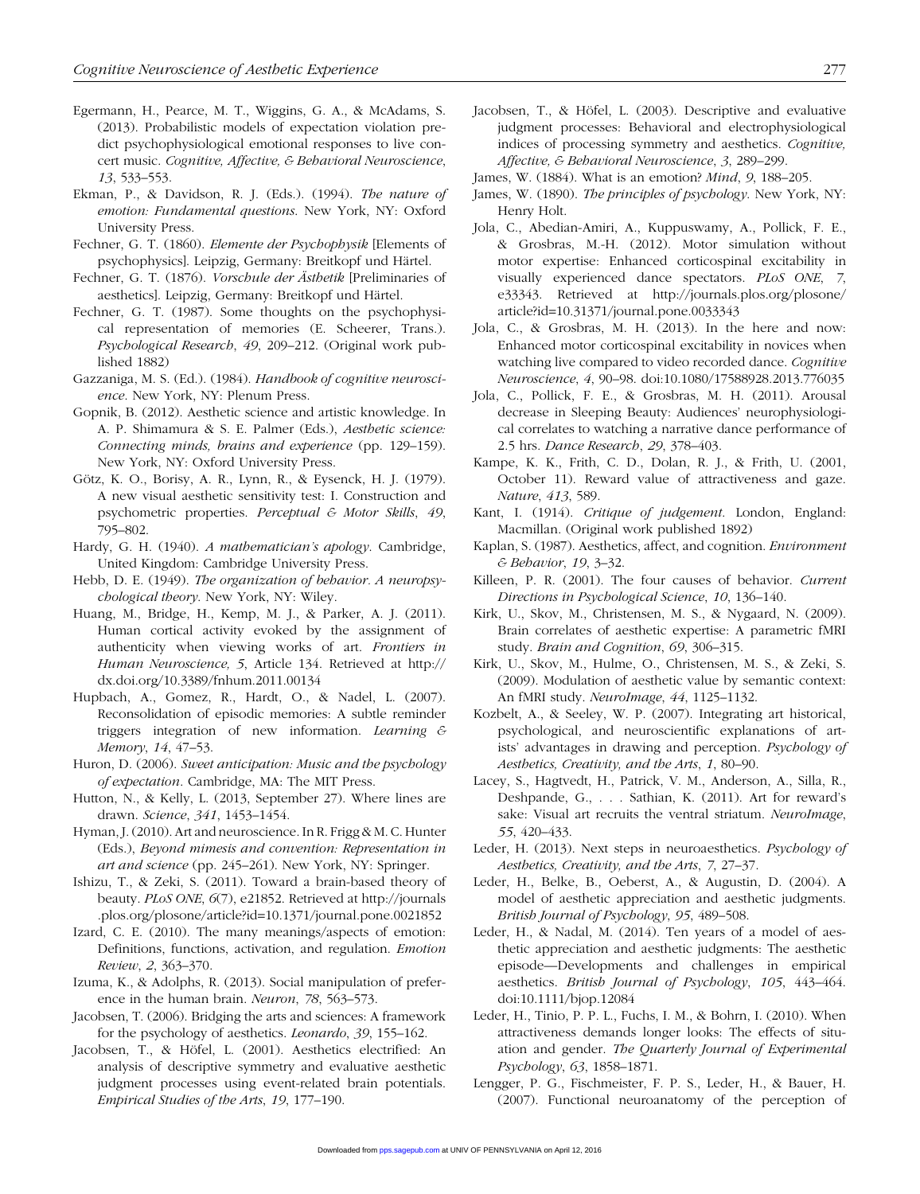Egermann, H., Pearce, M. T., Wiggins, G. A., & McAdams, S. (2013). Probabilistic models of expectation violation predict psychophysiological emotional responses to live concert music. *Cognitive, Affective, & Behavioral Neuroscience*, *13*, 533–553.

Ekman, P., & Davidson, R. J. (Eds.). (1994). *The nature of emotion: Fundamental questions*. New York, NY: Oxford University Press.

Fechner, G. T. (1860). *Elemente der Psychophysik* [Elements of psychophysics]. Leipzig, Germany: Breitkopf und Härtel.

Fechner, G. T. (1876). *Vorschule der Ästhetik* [Preliminaries of aesthetics]. Leipzig, Germany: Breitkopf und Härtel.

Fechner, G. T. (1987). Some thoughts on the psychophysical representation of memories (E. Scheerer, Trans.). *Psychological Research*, *49*, 209–212. (Original work published 1882)

Gazzaniga, M. S. (Ed.). (1984). *Handbook of cognitive neuroscience*. New York, NY: Plenum Press.

Gopnik, B. (2012). Aesthetic science and artistic knowledge. In A. P. Shimamura & S. E. Palmer (Eds.), *Aesthetic science: Connecting minds, brains and experience* (pp. 129–159). New York, NY: Oxford University Press.

Götz, K. O., Borisy, A. R., Lynn, R., & Eysenck, H. J. (1979). A new visual aesthetic sensitivity test: I. Construction and psychometric properties. *Perceptual & Motor Skills*, *49*, 795–802.

Hardy, G. H. (1940). *A mathematician's apology*. Cambridge, United Kingdom: Cambridge University Press.

Hebb, D. E. (1949). *The organization of behavior. A neuropsychological theory*. New York, NY: Wiley.

Huang, M., Bridge, H., Kemp, M. J., & Parker, A. J. (2011). Human cortical activity evoked by the assignment of authenticity when viewing works of art. *Frontiers in Human Neuroscience, 5*, Article 134. Retrieved at http://dx.doi.org/10.3389/fnhum.2011.00134

Hupbach, A., Gomez, R., Hardt, O., & Nadel, L. (2007). Reconsolidation of episodic memories: A subtle reminder triggers integration of new information. *Learning & Memory*, *14*, 47–53.

Huron, D. (2006). *Sweet anticipation: Music and the psychology of expectation*. Cambridge, MA: The MIT Press.

Hutton, N., & Kelly, L. (2013, September 27). Where lines are drawn. *Science*, *341*, 1453–1454.

Hyman, J. (2010). Art and neuroscience. In R. Frigg & M. C. Hunter (Eds.), *Beyond mimesis and convention: Representation in art and science* (pp. 245–261). New York, NY: Springer.

Ishizu, T., & Zeki, S. (2011). Toward a brain-based theory of beauty. *PLoS ONE*, *6*(7), e21852. Retrieved at http://journals.plos.org/plosone/article?id=10.1371/journal.pone.0021852

Izard, C. E. (2010). The many meanings/aspects of emotion: Definitions, functions, activation, and regulation. *Emotion Review*, *2*, 363–370.

Izuma, K., & Adolphs, R. (2013). Social manipulation of preference in the human brain. *Neuron*, *78*, 563–573.

Jacobsen, T. (2006). Bridging the arts and sciences: A framework for the psychology of aesthetics. *Leonardo*, *39*, 155–162.

Jacobsen, T., & Höfel, L. (2001). Aesthetics electrified: An analysis of descriptive symmetry and evaluative aesthetic judgment processes using event-related brain potentials. *Empirical Studies of the Arts*, *19*, 177–190.

Jacobsen, T., & Höfel, L. (2003). Descriptive and evaluative judgment processes: Behavioral and electrophysiological indices of processing symmetry and aesthetics. *Cognitive, Affective, & Behavioral Neuroscience*, *3*, 289–299.

James, W. (1884). What is an emotion? *Mind*, *9*, 188–205.

James, W. (1890). *The principles of psychology*. New York, NY: Henry Holt.

Jola, C., Abedian-Amiri, A., Kuppuswamy, A., Pollick, F. E., & Grosbras, M.-H. (2012). Motor simulation without motor expertise: Enhanced corticospinal excitability in visually experienced dance spectators. *PLoS ONE*, *7*, e33343. Retrieved at http://journals.plos.org/plosone/article?id=10.31371/journal.pone.0033343

Jola, C., & Grosbras, M. H. (2013). In the here and now: Enhanced motor corticospinal excitability in novices when watching live compared to video recorded dance. *Cognitive Neuroscience*, *4*, 90–98. doi:10.1080/17588928.2013.776035

Jola, C., Pollick, F. E., & Grosbras, M. H. (2011). Arousal decrease in Sleeping Beauty: Audiences' neurophysiological correlates to watching a narrative dance performance of 2.5 hrs. *Dance Research*, *29*, 378–403.

Kampe, K. K., Frith, C. D., Dolan, R. J., & Frith, U. (2001, October 11). Reward value of attractiveness and gaze. *Nature*, *413*, 589.

Kant, I. (1914). *Critique of judgement*. London, England: Macmillan. (Original work published 1892)

Kaplan, S. (1987). Aesthetics, affect, and cognition. *Environment & Behavior*, *19*, 3–32.

Killeen, P. R. (2001). The four causes of behavior. *Current Directions in Psychological Science*, *10*, 136–140.

Kirk, U., Skov, M., Christensen, M. S., & Nygaard, N. (2009). Brain correlates of aesthetic expertise: A parametric fMRI study. *Brain and Cognition*, *69*, 306–315.

Kirk, U., Skov, M., Hulme, O., Christensen, M. S., & Zeki, S. (2009). Modulation of aesthetic value by semantic context: An fMRI study. *NeuroImage*, *44*, 1125–1132.

Kozbelt, A., & Seeley, W. P. (2007). Integrating art historical, psychological, and neuroscientific explanations of artists' advantages in drawing and perception. *Psychology of Aesthetics, Creativity, and the Arts*, *1*, 80–90.

Lacey, S., Hagtvedt, H., Patrick, V. M., Anderson, A., Silla, R., Deshpande, G., . . . Sathian, K. (2011). Art for reward's sake: Visual art recruits the ventral striatum. *NeuroImage*, *55*, 420–433.

Leder, H. (2013). Next steps in neuroaesthetics. *Psychology of Aesthetics, Creativity, and the Arts*, *7*, 27–37.

Leder, H., Belke, B., Oeberst, A., & Augustin, D. (2004). A model of aesthetic appreciation and aesthetic judgments. *British Journal of Psychology*, *95*, 489–508.

Leder, H., & Nadal, M. (2014). Ten years of a model of aesthetic appreciation and aesthetic judgments: The aesthetic episode—Developments and challenges in empirical aesthetics. *British Journal of Psychology*, *105*, 443–464. doi:10.1111/bjop.12084

Leder, H., Tinio, P. P. L., Fuchs, I. M., & Bohrn, I. (2010). When attractiveness demands longer looks: The effects of situation and gender. *The Quarterly Journal of Experimental Psychology*, *63*, 1858–1871.

Lengger, P. G., Fischmeister, F. P. S., Leder, H., & Bauer, H. (2007). Functional neuroanatomy of the perception of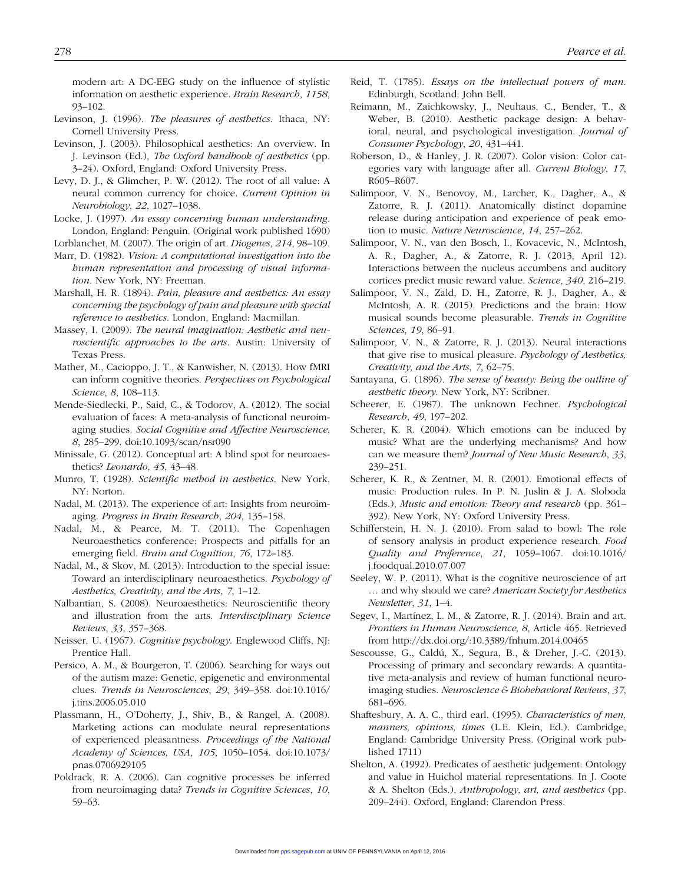modern art: A DC-EEG study on the influence of stylistic information on aesthetic experience. *Brain Research*, *1158*, 93–102.

Levinson, J. (1996). *The pleasures of aesthetics*. Ithaca, NY: Cornell University Press.

Levinson, J. (2003). Philosophical aesthetics: An overview. In J. Levinson (Ed.), *The Oxford handbook of aesthetics* (pp. 3–24). Oxford, England: Oxford University Press.

Levy, D. J., & Glimcher, P. W. (2012). The root of all value: A neural common currency for choice. *Current Opinion in Neurobiology*, *22*, 1027–1038.

Locke, J. (1997). *An essay concerning human understanding*. London, England: Penguin. (Original work published 1690)

Lorblanchet, M. (2007). The origin of art. *Diogenes*, *214*, 98–109.

Marr, D. (1982). *Vision: A computational investigation into the human representation and processing of visual information*. New York, NY: Freeman.

Marshall, H. R. (1894). *Pain, pleasure and aesthetics: An essay concerning the psychology of pain and pleasure with special reference to aesthetics*. London, England: Macmillan.

Massey, I. (2009). *The neural imagination: Aesthetic and neuroscientific approaches to the arts*. Austin: University of Texas Press.

Mather, M., Cacioppo, J. T., & Kanwisher, N. (2013). How fMRI can inform cognitive theories. *Perspectives on Psychological Science*, *8*, 108–113.

Mende-Siedlecki, P., Said, C., & Todorov, A. (2012). The social evaluation of faces: A meta-analysis of functional neuroimaging studies. *Social Cognitive and Affective Neuroscience*, *8*, 285–299. doi:10.1093/scan/nsr090

Minissale, G. (2012). Conceptual art: A blind spot for neuroaesthetics? *Leonardo*, *45*, 43–48.

Munro, T. (1928). *Scientific method in aesthetics*. New York, NY: Norton.

Nadal, M. (2013). The experience of art: Insights from neuroimaging. *Progress in Brain Research*, *204*, 135–158.

Nadal, M., & Pearce, M. T. (2011). The Copenhagen Neuroaesthetics conference: Prospects and pitfalls for an emerging field. *Brain and Cognition*, *76*, 172–183.

Nadal, M., & Skov, M. (2013). Introduction to the special issue: Toward an interdisciplinary neuroaesthetics. *Psychology of Aesthetics, Creativity, and the Arts*, *7*, 1–12.

Nalbantian, S. (2008). Neuroaesthetics: Neuroscientific theory and illustration from the arts. *Interdisciplinary Science Reviews*, *33*, 357–368.

Neisser, U. (1967). *Cognitive psychology*. Englewood Cliffs, NJ: Prentice Hall.

Persico, A. M., & Bourgeron, T. (2006). Searching for ways out of the autism maze: Genetic, epigenetic and environmental clues. *Trends in Neurosciences*, *29*, 349–358. doi:10.1016/j.tins.2006.05.010

Plassmann, H., O'Doherty, J., Shiv, B., & Rangel, A. (2008). Marketing actions can modulate neural representations of experienced pleasantness. *Proceedings of the National Academy of Sciences, USA*, *105*, 1050–1054. doi:10.1073/pnas.0706929105

Poldrack, R. A. (2006). Can cognitive processes be inferred from neuroimaging data? *Trends in Cognitive Sciences*, *10*, 59–63.

Reid, T. (1785). *Essays on the intellectual powers of man*. Edinburgh, Scotland: John Bell.

Reimann, M., Zaichkowsky, J., Neuhaus, C., Bender, T., & Weber, B. (2010). Aesthetic package design: A behavioral, neural, and psychological investigation. *Journal of Consumer Psychology*, *20*, 431–441.

Roberson, D., & Hanley, J. R. (2007). Color vision: Color categories vary with language after all. *Current Biology*, *17*, R605–R607.

Salimpoor, V. N., Benovoy, M., Larcher, K., Dagher, A., & Zatorre, R. J. (2011). Anatomically distinct dopamine release during anticipation and experience of peak emotion to music. *Nature Neuroscience*, *14*, 257–262.

Salimpoor, V. N., van den Bosch, I., Kovacevic, N., McIntosh, A. R., Dagher, A., & Zatorre, R. J. (2013, April 12). Interactions between the nucleus accumbens and auditory cortices predict music reward value. *Science*, *340*, 216–219.

Salimpoor, V. N., Zald, D. H., Zatorre, R. J., Dagher, A., & McIntosh, A. R. (2015). Predictions and the brain: How musical sounds become pleasurable. *Trends in Cognitive Sciences*, *19*, 86–91.

Salimpoor, V. N., & Zatorre, R. J. (2013). Neural interactions that give rise to musical pleasure. *Psychology of Aesthetics, Creativity, and the Arts*, *7*, 62–75.

Santayana, G. (1896). *The sense of beauty: Being the outline of aesthetic theory*. New York, NY: Scribner.

Scheerer, E. (1987). The unknown Fechner. *Psychological Research*, *49*, 197–202.

Scherer, K. R. (2004). Which emotions can be induced by music? What are the underlying mechanisms? And how can we measure them? *Journal of New Music Research*, *33*, 239–251.

Scherer, K. R., & Zentner, M. R. (2001). Emotional effects of music: Production rules. In P. N. Juslin & J. A. Sloboda (Eds.), *Music and emotion: Theory and research* (pp. 361–392). New York, NY: Oxford University Press.

Schifferstein, H. N. J. (2010). From salad to bowl: The role of sensory analysis in product experience research. *Food Quality and Preference*, *21*, 1059–1067. doi:10.1016/j.foodqual.2010.07.007

Seeley, W. P. (2011). What is the cognitive neuroscience of art … and why should we care? *American Society for Aesthetics Newsletter*, *31*, 1–4.

Segev, I., Martínez, L. M., & Zatorre, R. J. (2014). Brain and art. *Frontiers in Human Neuroscience, 8*, Article 465. Retrieved from http://dx.doi.org/:10.3389/fnhum.2014.00465

Sescousse, G., Caldú, X., Segura, B., & Dreher, J.-C. (2013). Processing of primary and secondary rewards: A quantitative meta-analysis and review of human functional neuroimaging studies. *Neuroscience & Biobehavioral Reviews*, *37*, 681–696.

Shaftesbury, A. A. C., third earl. (1995). *Characteristics of men, manners, opinions, times* (L.E. Klein, Ed.). Cambridge, England: Cambridge University Press. (Original work published 1711)

Shelton, A. (1992). Predicates of aesthetic judgement: Ontology and value in Huichol material representations. In J. Coote & A. Shelton (Eds.), *Anthropology, art, and aesthetics* (pp. 209–244). Oxford, England: Clarendon Press.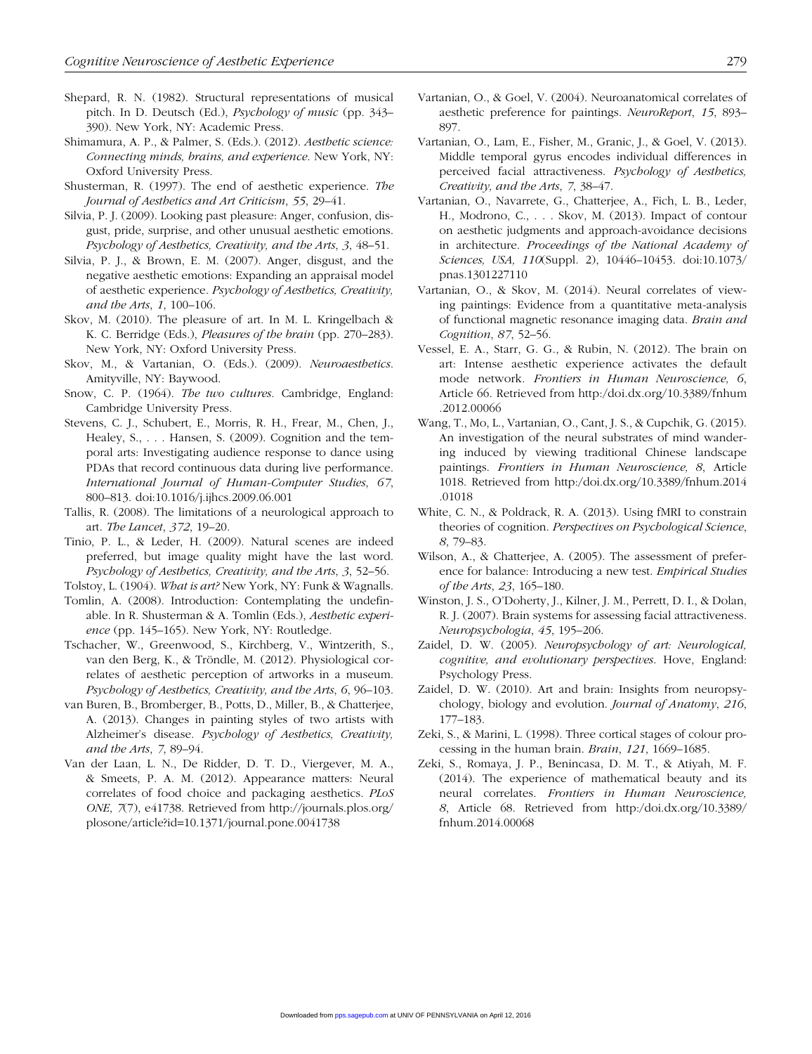Shepard, R. N. (1982). Structural representations of musical pitch. In D. Deutsch (Ed.), *Psychology of music* (pp. 343–390). New York, NY: Academic Press.

Shimamura, A. P., & Palmer, S. (Eds.). (2012). *Aesthetic science: Connecting minds, brains, and experience*. New York, NY: Oxford University Press.

Shusterman, R. (1997). The end of aesthetic experience. *The Journal of Aesthetics and Art Criticism*, *55*, 29–41.

Silvia, P. J. (2009). Looking past pleasure: Anger, confusion, disgust, pride, surprise, and other unusual aesthetic emotions. *Psychology of Aesthetics, Creativity, and the Arts*, *3*, 48–51.

Silvia, P. J., & Brown, E. M. (2007). Anger, disgust, and the negative aesthetic emotions: Expanding an appraisal model of aesthetic experience. *Psychology of Aesthetics, Creativity, and the Arts*, *1*, 100–106.

Skov, M. (2010). The pleasure of art. In M. L. Kringelbach & K. C. Berridge (Eds.), *Pleasures of the brain* (pp. 270–283). New York, NY: Oxford University Press.

Skov, M., & Vartanian, O. (Eds.). (2009). *Neuroaesthetics*. Amityville, NY: Baywood.

Snow, C. P. (1964). *The two cultures*. Cambridge, England: Cambridge University Press.

Stevens, C. J., Schubert, E., Morris, R. H., Frear, M., Chen, J., Healey, S., . . . Hansen, S. (2009). Cognition and the temporal arts: Investigating audience response to dance using PDAs that record continuous data during live performance. *International Journal of Human-Computer Studies*, *67*, 800–813. doi:10.1016/j.ijhcs.2009.06.001

Tallis, R. (2008). The limitations of a neurological approach to art. *The Lancet*, *372*, 19–20.

Tinio, P. L., & Leder, H. (2009). Natural scenes are indeed preferred, but image quality might have the last word. *Psychology of Aesthetics, Creativity, and the Arts*, *3*, 52–56.

Tolstoy, L. (1904). *What is art?* New York, NY: Funk & Wagnalls.

Tomlin, A. (2008). Introduction: Contemplating the undefinable. In R. Shusterman & A. Tomlin (Eds.), *Aesthetic experience* (pp. 145–165). New York, NY: Routledge.

Tschacher, W., Greenwood, S., Kirchberg, V., Wintzerith, S., van den Berg, K., & Tröndle, M. (2012). Physiological correlates of aesthetic perception of artworks in a museum. *Psychology of Aesthetics, Creativity, and the Arts*, *6*, 96–103.

van Buren, B., Bromberger, B., Potts, D., Miller, B., & Chatterjee, A. (2013). Changes in painting styles of two artists with Alzheimer's disease. *Psychology of Aesthetics, Creativity, and the Arts*, *7*, 89–94.

Van der Laan, L. N., De Ridder, D. T. D., Viergever, M. A., & Smeets, P. A. M. (2012). Appearance matters: Neural correlates of food choice and packaging aesthetics. *PLoS ONE*, *7*(7), e41738. Retrieved from http://journals.plos.org/plosone/article?id=10.1371/journal.pone.0041738

Vartanian, O., & Goel, V. (2004). Neuroanatomical correlates of aesthetic preference for paintings. *NeuroReport*, *15*, 893–897.

Vartanian, O., Lam, E., Fisher, M., Granic, J., & Goel, V. (2013). Middle temporal gyrus encodes individual differences in perceived facial attractiveness. *Psychology of Aesthetics, Creativity, and the Arts*, *7*, 38–47.

Vartanian, O., Navarrete, G., Chatterjee, A., Fich, L. B., Leder, H., Modrono, C., . . . Skov, M. (2013). Impact of contour on aesthetic judgments and approach-avoidance decisions in architecture. *Proceedings of the National Academy of Sciences, USA, 110*(Suppl. 2), 10446–10453. doi:10.1073/pnas.1301227110

Vartanian, O., & Skov, M. (2014). Neural correlates of viewing paintings: Evidence from a quantitative meta-analysis of functional magnetic resonance imaging data. *Brain and Cognition*, *87*, 52–56.

Vessel, E. A., Starr, G. G., & Rubin, N. (2012). The brain on art: Intense aesthetic experience activates the default mode network. *Frontiers in Human Neuroscience, 6*, Article 66. Retrieved from http:/doi.dx.org/10.3389/fnhum.2012.00066

Wang, T., Mo, L., Vartanian, O., Cant, J. S., & Cupchik, G. (2015). An investigation of the neural substrates of mind wandering induced by viewing traditional Chinese landscape paintings. *Frontiers in Human Neuroscience, 8*, Article 1018. Retrieved from http:/doi.dx.org/10.3389/fnhum.2014.01018

White, C. N., & Poldrack, R. A. (2013). Using fMRI to constrain theories of cognition. *Perspectives on Psychological Science*, *8*, 79–83.

Wilson, A., & Chatterjee, A. (2005). The assessment of preference for balance: Introducing a new test. *Empirical Studies of the Arts*, *23*, 165–180.

Winston, J. S., O'Doherty, J., Kilner, J. M., Perrett, D. I., & Dolan, R. J. (2007). Brain systems for assessing facial attractiveness. *Neuropsychologia*, *45*, 195–206.

Zaidel, D. W. (2005). *Neuropsychology of art: Neurological, cognitive, and evolutionary perspectives*. Hove, England: Psychology Press.

Zaidel, D. W. (2010). Art and brain: Insights from neuropsychology, biology and evolution. *Journal of Anatomy*, *216*, 177–183.

Zeki, S., & Marini, L. (1998). Three cortical stages of colour processing in the human brain. *Brain*, *121*, 1669–1685.

Zeki, S., Romaya, J. P., Benincasa, D. M. T., & Atiyah, M. F. (2014). The experience of mathematical beauty and its neural correlates. *Frontiers in Human Neuroscience, 8*, Article 68. Retrieved from http:/doi.dx.org/10.3389/fnhum.2014.00068